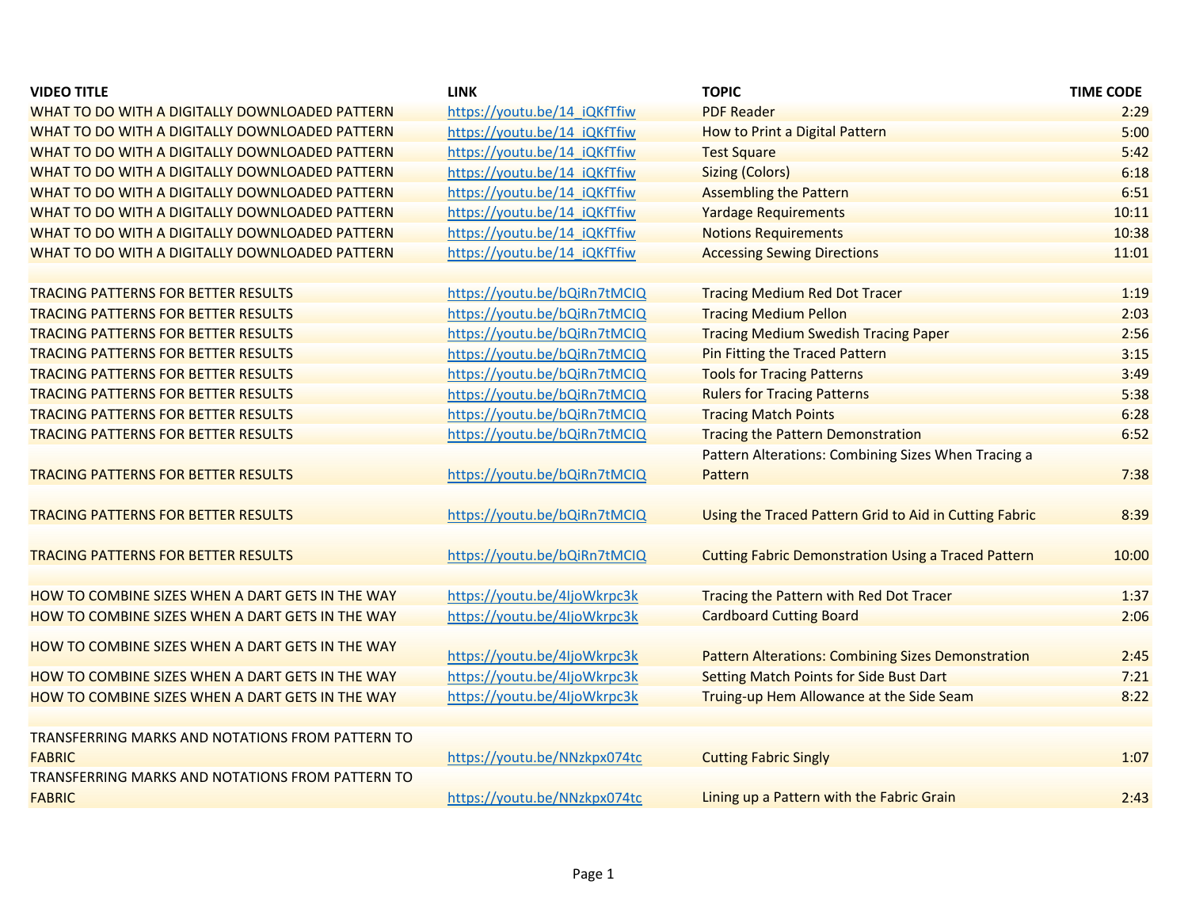| VIDEO TITLE | LINK | TOPIC | TIME CODE |
| --- | --- | --- | --- |
| WHAT TO DO WITH A DIGITALLY DOWNLOADED PATTERN | https://youtu.be/14_iQKfTfiw | PDF Reader | 2:29 |
| WHAT TO DO WITH A DIGITALLY DOWNLOADED PATTERN | https://youtu.be/14_iQKfTfiw | How to Print a Digital Pattern | 5:00 |
| WHAT TO DO WITH A DIGITALLY DOWNLOADED PATTERN | https://youtu.be/14_iQKfTfiw | Test Square | 5:42 |
| WHAT TO DO WITH A DIGITALLY DOWNLOADED PATTERN | https://youtu.be/14_iQKfTfiw | Sizing (Colors) | 6:18 |
| WHAT TO DO WITH A DIGITALLY DOWNLOADED PATTERN | https://youtu.be/14_iQKfTfiw | Assembling the Pattern | 6:51 |
| WHAT TO DO WITH A DIGITALLY DOWNLOADED PATTERN | https://youtu.be/14_iQKfTfiw | Yardage Requirements | 10:11 |
| WHAT TO DO WITH A DIGITALLY DOWNLOADED PATTERN | https://youtu.be/14_iQKfTfiw | Notions Requirements | 10:38 |
| WHAT TO DO WITH A DIGITALLY DOWNLOADED PATTERN | https://youtu.be/14_iQKfTfiw | Accessing Sewing Directions | 11:01 |
| | | | |
| TRACING PATTERNS FOR BETTER RESULTS | https://youtu.be/bQiRn7tMCIQ | Tracing Medium Red Dot Tracer | 1:19 |
| TRACING PATTERNS FOR BETTER RESULTS | https://youtu.be/bQiRn7tMCIQ | Tracing Medium Pellon | 2:03 |
| TRACING PATTERNS FOR BETTER RESULTS | https://youtu.be/bQiRn7tMCIQ | Tracing Medium Swedish Tracing Paper | 2:56 |
| TRACING PATTERNS FOR BETTER RESULTS | https://youtu.be/bQiRn7tMCIQ | Pin Fitting the Traced Pattern | 3:15 |
| TRACING PATTERNS FOR BETTER RESULTS | https://youtu.be/bQiRn7tMCIQ | Tools for Tracing Patterns | 3:49 |
| TRACING PATTERNS FOR BETTER RESULTS | https://youtu.be/bQiRn7tMCIQ | Rulers for Tracing Patterns | 5:38 |
| TRACING PATTERNS FOR BETTER RESULTS | https://youtu.be/bQiRn7tMCIQ | Tracing Match Points | 6:28 |
| TRACING PATTERNS FOR BETTER RESULTS | https://youtu.be/bQiRn7tMCIQ | Tracing the Pattern Demonstration | 6:52 |
| TRACING PATTERNS FOR BETTER RESULTS | https://youtu.be/bQiRn7tMCIQ | Pattern Alterations: Combining Sizes When Tracing a Pattern | 7:38 |
| TRACING PATTERNS FOR BETTER RESULTS | https://youtu.be/bQiRn7tMCIQ | Using the Traced Pattern Grid to Aid in Cutting Fabric | 8:39 |
| TRACING PATTERNS FOR BETTER RESULTS | https://youtu.be/bQiRn7tMCIQ | Cutting Fabric Demonstration Using a Traced Pattern | 10:00 |
| | | | |
| HOW TO COMBINE SIZES WHEN A DART GETS IN THE WAY | https://youtu.be/4IjoWkrpc3k | Tracing the Pattern with Red Dot Tracer | 1:37 |
| HOW TO COMBINE SIZES WHEN A DART GETS IN THE WAY | https://youtu.be/4IjoWkrpc3k | Cardboard Cutting Board | 2:06 |
| HOW TO COMBINE SIZES WHEN A DART GETS IN THE WAY | https://youtu.be/4IjoWkrpc3k | Pattern Alterations: Combining Sizes Demonstration | 2:45 |
| HOW TO COMBINE SIZES WHEN A DART GETS IN THE WAY | https://youtu.be/4IjoWkrpc3k | Setting Match Points for Side Bust Dart | 7:21 |
| HOW TO COMBINE SIZES WHEN A DART GETS IN THE WAY | https://youtu.be/4IjoWkrpc3k | Truing-up Hem Allowance at the Side Seam | 8:22 |
| | | | |
| TRANSFERRING MARKS AND NOTATIONS FROM PATTERN TO FABRIC | https://youtu.be/NNzkpx074tc | Cutting Fabric Singly | 1:07 |
| TRANSFERRING MARKS AND NOTATIONS FROM PATTERN TO FABRIC | https://youtu.be/NNzkpx074tc | Lining up a Pattern with the Fabric Grain | 2:43 |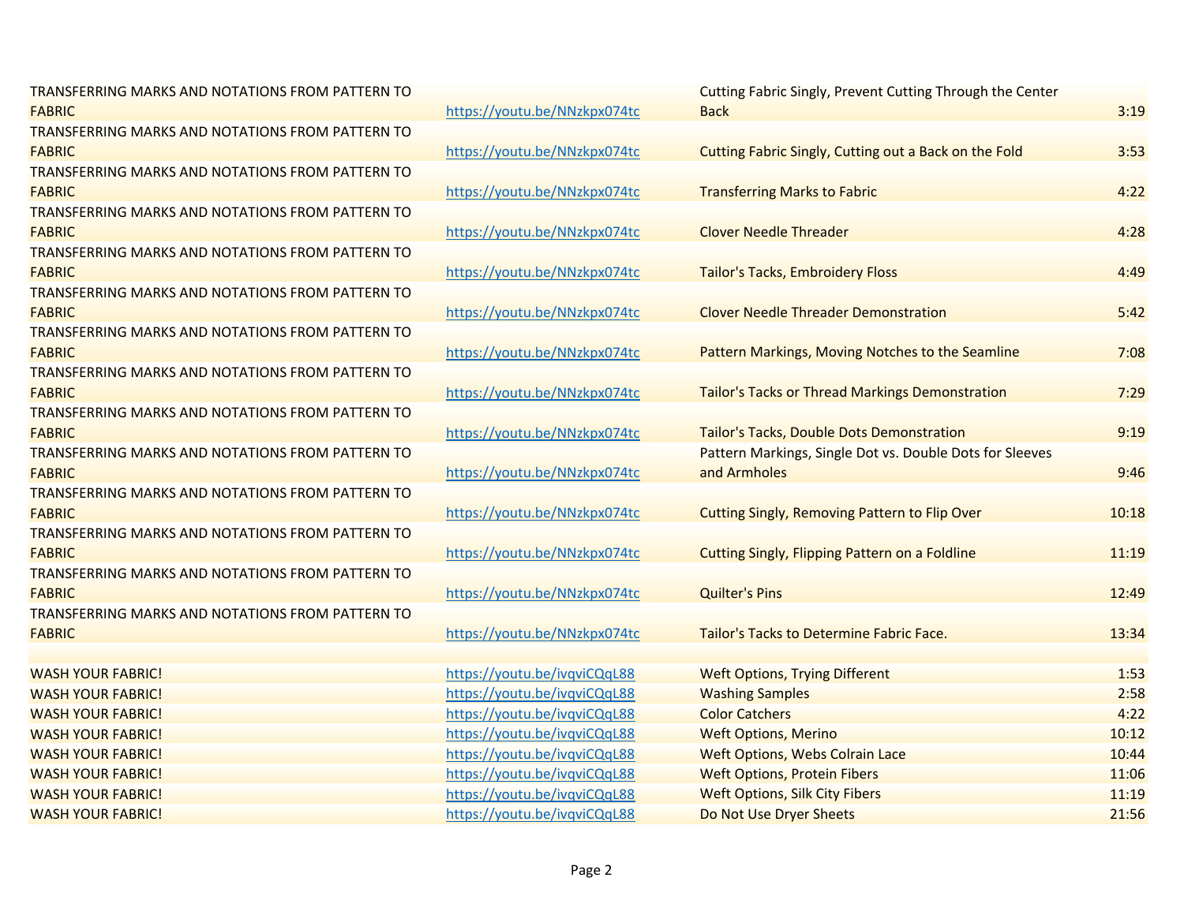| | | | |
|---|---|---|---|
| TRANSFERRING MARKS AND NOTATIONS FROM PATTERN TO FABRIC | https://youtu.be/NNzkpx074tc | Cutting Fabric Singly, Prevent Cutting Through the Center Back | 3:19 |
| TRANSFERRING MARKS AND NOTATIONS FROM PATTERN TO FABRIC | https://youtu.be/NNzkpx074tc | Cutting Fabric Singly, Cutting out a Back on the Fold | 3:53 |
| TRANSFERRING MARKS AND NOTATIONS FROM PATTERN TO FABRIC | https://youtu.be/NNzkpx074tc | Transferring Marks to Fabric | 4:22 |
| TRANSFERRING MARKS AND NOTATIONS FROM PATTERN TO FABRIC | https://youtu.be/NNzkpx074tc | Clover Needle Threader | 4:28 |
| TRANSFERRING MARKS AND NOTATIONS FROM PATTERN TO FABRIC | https://youtu.be/NNzkpx074tc | Tailor's Tacks, Embroidery Floss | 4:49 |
| TRANSFERRING MARKS AND NOTATIONS FROM PATTERN TO FABRIC | https://youtu.be/NNzkpx074tc | Clover Needle Threader Demonstration | 5:42 |
| TRANSFERRING MARKS AND NOTATIONS FROM PATTERN TO FABRIC | https://youtu.be/NNzkpx074tc | Pattern Markings, Moving Notches to the Seamline | 7:08 |
| TRANSFERRING MARKS AND NOTATIONS FROM PATTERN TO FABRIC | https://youtu.be/NNzkpx074tc | Tailor's Tacks or Thread Markings Demonstration | 7:29 |
| TRANSFERRING MARKS AND NOTATIONS FROM PATTERN TO FABRIC | https://youtu.be/NNzkpx074tc | Tailor's Tacks, Double Dots Demonstration | 9:19 |
| TRANSFERRING MARKS AND NOTATIONS FROM PATTERN TO FABRIC | https://youtu.be/NNzkpx074tc | Pattern Markings, Single Dot vs. Double Dots for Sleeves and Armholes | 9:46 |
| TRANSFERRING MARKS AND NOTATIONS FROM PATTERN TO FABRIC | https://youtu.be/NNzkpx074tc | Cutting Singly, Removing Pattern to Flip Over | 10:18 |
| TRANSFERRING MARKS AND NOTATIONS FROM PATTERN TO FABRIC | https://youtu.be/NNzkpx074tc | Cutting Singly, Flipping Pattern on a Foldline | 11:19 |
| TRANSFERRING MARKS AND NOTATIONS FROM PATTERN TO FABRIC | https://youtu.be/NNzkpx074tc | Quilter's Pins | 12:49 |
| TRANSFERRING MARKS AND NOTATIONS FROM PATTERN TO FABRIC | https://youtu.be/NNzkpx074tc | Tailor's Tacks to Determine Fabric Face. | 13:34 |
| | | | |
| WASH YOUR FABRIC! | https://youtu.be/ivqviCQqL88 | Weft Options, Trying Different | 1:53 |
| WASH YOUR FABRIC! | https://youtu.be/ivqviCQqL88 | Washing Samples | 2:58 |
| WASH YOUR FABRIC! | https://youtu.be/ivqviCQqL88 | Color Catchers | 4:22 |
| WASH YOUR FABRIC! | https://youtu.be/ivqviCQqL88 | Weft Options, Merino | 10:12 |
| WASH YOUR FABRIC! | https://youtu.be/ivqviCQqL88 | Weft Options, Webs Colrain Lace | 10:44 |
| WASH YOUR FABRIC! | https://youtu.be/ivqviCQqL88 | Weft Options, Protein Fibers | 11:06 |
| WASH YOUR FABRIC! | https://youtu.be/ivqviCQqL88 | Weft Options, Silk City Fibers | 11:19 |
| WASH YOUR FABRIC! | https://youtu.be/ivqviCQqL88 | Do Not Use Dryer Sheets | 21:56 |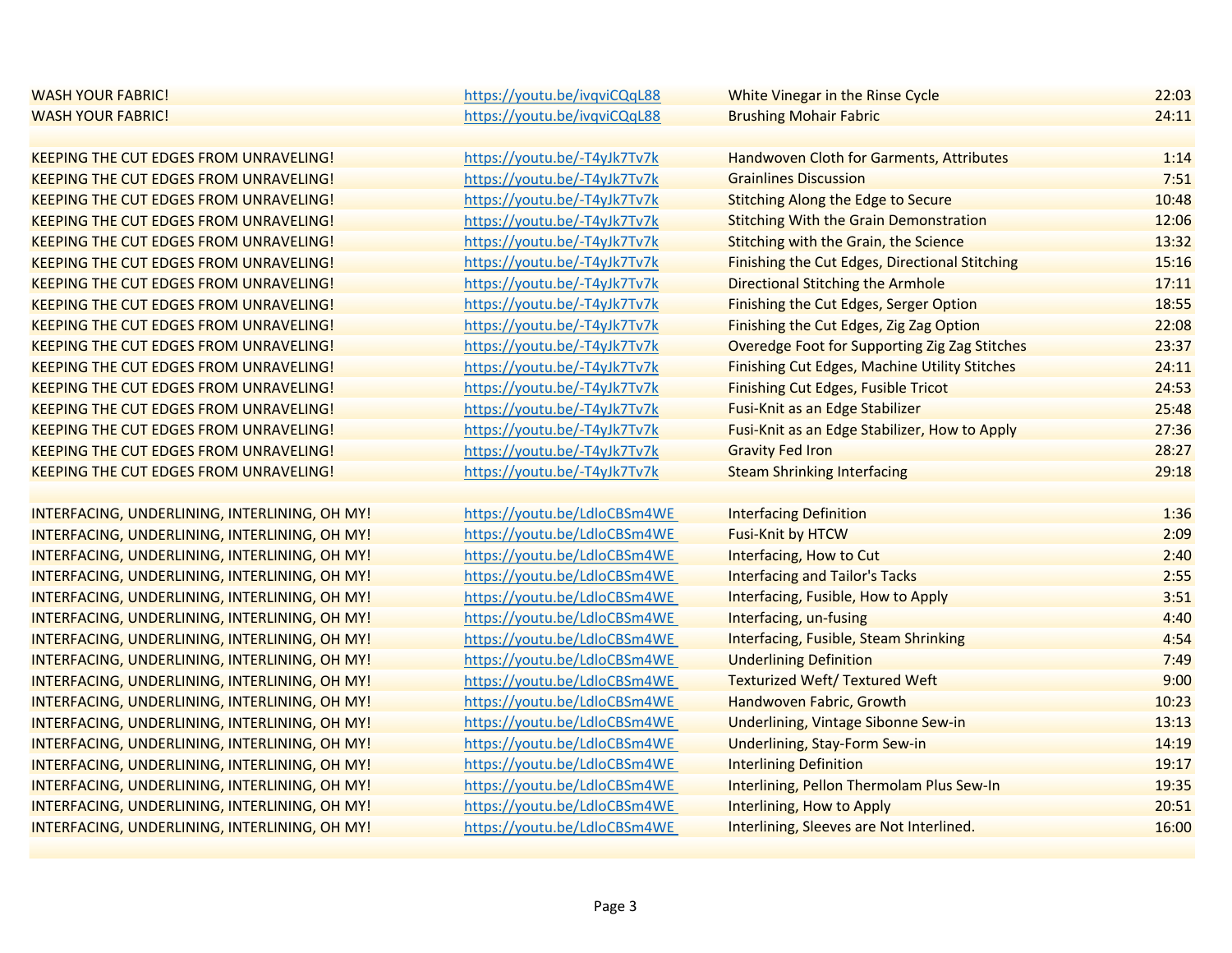| | | | |
|---|---|---|---|
| WASH YOUR FABRIC! | https://youtu.be/ivqviCQqL88 | White Vinegar in the Rinse Cycle | 22:03 |
| WASH YOUR FABRIC! | https://youtu.be/ivqviCQqL88 | Brushing Mohair Fabric | 24:11 |
| | | | |
| KEEPING THE CUT EDGES FROM UNRAVELING! | https://youtu.be/-T4yJk7Tv7k | Handwoven Cloth for Garments, Attributes | 1:14 |
| KEEPING THE CUT EDGES FROM UNRAVELING! | https://youtu.be/-T4yJk7Tv7k | Grainlines Discussion | 7:51 |
| KEEPING THE CUT EDGES FROM UNRAVELING! | https://youtu.be/-T4yJk7Tv7k | Stitching Along the Edge to Secure | 10:48 |
| KEEPING THE CUT EDGES FROM UNRAVELING! | https://youtu.be/-T4yJk7Tv7k | Stitching With the Grain Demonstration | 12:06 |
| KEEPING THE CUT EDGES FROM UNRAVELING! | https://youtu.be/-T4yJk7Tv7k | Stitching with the Grain, the Science | 13:32 |
| KEEPING THE CUT EDGES FROM UNRAVELING! | https://youtu.be/-T4yJk7Tv7k | Finishing the Cut Edges, Directional Stitching | 15:16 |
| KEEPING THE CUT EDGES FROM UNRAVELING! | https://youtu.be/-T4yJk7Tv7k | Directional Stitching the Armhole | 17:11 |
| KEEPING THE CUT EDGES FROM UNRAVELING! | https://youtu.be/-T4yJk7Tv7k | Finishing the Cut Edges, Serger Option | 18:55 |
| KEEPING THE CUT EDGES FROM UNRAVELING! | https://youtu.be/-T4yJk7Tv7k | Finishing the Cut Edges, Zig Zag Option | 22:08 |
| KEEPING THE CUT EDGES FROM UNRAVELING! | https://youtu.be/-T4yJk7Tv7k | Overedge Foot for Supporting Zig Zag Stitches | 23:37 |
| KEEPING THE CUT EDGES FROM UNRAVELING! | https://youtu.be/-T4yJk7Tv7k | Finishing Cut Edges, Machine Utility Stitches | 24:11 |
| KEEPING THE CUT EDGES FROM UNRAVELING! | https://youtu.be/-T4yJk7Tv7k | Finishing Cut Edges, Fusible Tricot | 24:53 |
| KEEPING THE CUT EDGES FROM UNRAVELING! | https://youtu.be/-T4yJk7Tv7k | Fusi-Knit as an Edge Stabilizer | 25:48 |
| KEEPING THE CUT EDGES FROM UNRAVELING! | https://youtu.be/-T4yJk7Tv7k | Fusi-Knit as an Edge Stabilizer, How to Apply | 27:36 |
| KEEPING THE CUT EDGES FROM UNRAVELING! | https://youtu.be/-T4yJk7Tv7k | Gravity Fed Iron | 28:27 |
| KEEPING THE CUT EDGES FROM UNRAVELING! | https://youtu.be/-T4yJk7Tv7k | Steam Shrinking Interfacing | 29:18 |
| | | | |
| INTERFACING, UNDERLINING, INTERLINING, OH MY! | https://youtu.be/LdloCBSm4WE | Interfacing Definition | 1:36 |
| INTERFACING, UNDERLINING, INTERLINING, OH MY! | https://youtu.be/LdloCBSm4WE | Fusi-Knit by HTCW | 2:09 |
| INTERFACING, UNDERLINING, INTERLINING, OH MY! | https://youtu.be/LdloCBSm4WE | Interfacing, How to Cut | 2:40 |
| INTERFACING, UNDERLINING, INTERLINING, OH MY! | https://youtu.be/LdloCBSm4WE | Interfacing and Tailor's Tacks | 2:55 |
| INTERFACING, UNDERLINING, INTERLINING, OH MY! | https://youtu.be/LdloCBSm4WE | Interfacing, Fusible, How to Apply | 3:51 |
| INTERFACING, UNDERLINING, INTERLINING, OH MY! | https://youtu.be/LdloCBSm4WE | Interfacing, un-fusing | 4:40 |
| INTERFACING, UNDERLINING, INTERLINING, OH MY! | https://youtu.be/LdloCBSm4WE | Interfacing, Fusible, Steam Shrinking | 4:54 |
| INTERFACING, UNDERLINING, INTERLINING, OH MY! | https://youtu.be/LdloCBSm4WE | Underlining Definition | 7:49 |
| INTERFACING, UNDERLINING, INTERLINING, OH MY! | https://youtu.be/LdloCBSm4WE | Texturized Weft/ Textured Weft | 9:00 |
| INTERFACING, UNDERLINING, INTERLINING, OH MY! | https://youtu.be/LdloCBSm4WE | Handwoven Fabric, Growth | 10:23 |
| INTERFACING, UNDERLINING, INTERLINING, OH MY! | https://youtu.be/LdloCBSm4WE | Underlining, Vintage Sibonne Sew-in | 13:13 |
| INTERFACING, UNDERLINING, INTERLINING, OH MY! | https://youtu.be/LdloCBSm4WE | Underlining, Stay-Form Sew-in | 14:19 |
| INTERFACING, UNDERLINING, INTERLINING, OH MY! | https://youtu.be/LdloCBSm4WE | Interlining Definition | 19:17 |
| INTERFACING, UNDERLINING, INTERLINING, OH MY! | https://youtu.be/LdloCBSm4WE | Interlining, Pellon Thermolam Plus Sew-In | 19:35 |
| INTERFACING, UNDERLINING, INTERLINING, OH MY! | https://youtu.be/LdloCBSm4WE | Interlining, How to Apply | 20:51 |
| INTERFACING, UNDERLINING, INTERLINING, OH MY! | https://youtu.be/LdloCBSm4WE | Interlining, Sleeves are Not Interlined. | 16:00 |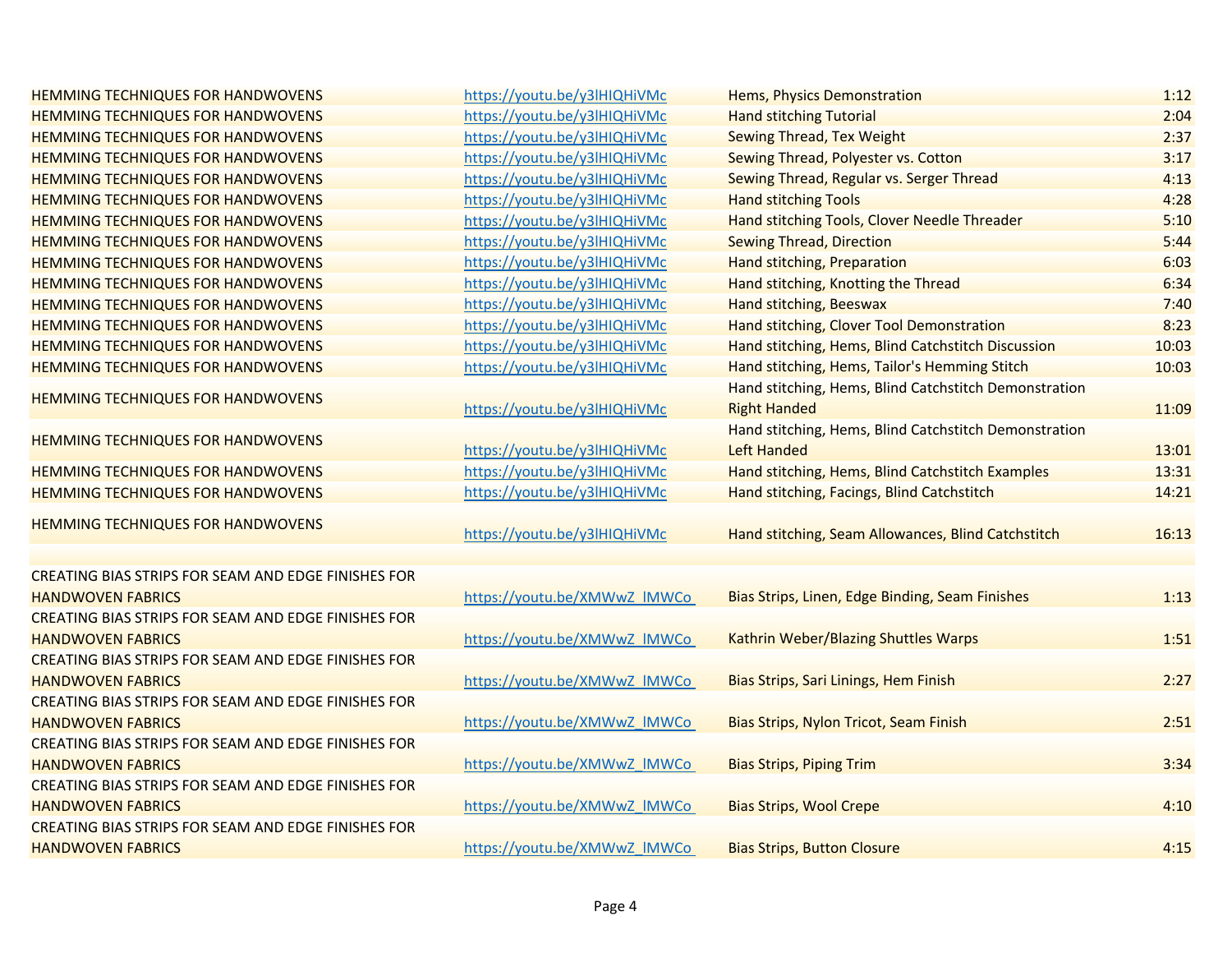| | | | |
|---|---|---|---|
| HEMMING TECHNIQUES FOR HANDWOVENS | https://youtu.be/y3lHIQHiVMc | Hems, Physics Demonstration | 1:12 |
| HEMMING TECHNIQUES FOR HANDWOVENS | https://youtu.be/y3lHIQHiVMc | Hand stitching Tutorial | 2:04 |
| HEMMING TECHNIQUES FOR HANDWOVENS | https://youtu.be/y3lHIQHiVMc | Sewing Thread, Tex Weight | 2:37 |
| HEMMING TECHNIQUES FOR HANDWOVENS | https://youtu.be/y3lHIQHiVMc | Sewing Thread, Polyester vs. Cotton | 3:17 |
| HEMMING TECHNIQUES FOR HANDWOVENS | https://youtu.be/y3lHIQHiVMc | Sewing Thread, Regular vs. Serger Thread | 4:13 |
| HEMMING TECHNIQUES FOR HANDWOVENS | https://youtu.be/y3lHIQHiVMc | Hand stitching Tools | 4:28 |
| HEMMING TECHNIQUES FOR HANDWOVENS | https://youtu.be/y3lHIQHiVMc | Hand stitching Tools, Clover Needle Threader | 5:10 |
| HEMMING TECHNIQUES FOR HANDWOVENS | https://youtu.be/y3lHIQHiVMc | Sewing Thread, Direction | 5:44 |
| HEMMING TECHNIQUES FOR HANDWOVENS | https://youtu.be/y3lHIQHiVMc | Hand stitching, Preparation | 6:03 |
| HEMMING TECHNIQUES FOR HANDWOVENS | https://youtu.be/y3lHIQHiVMc | Hand stitching, Knotting the Thread | 6:34 |
| HEMMING TECHNIQUES FOR HANDWOVENS | https://youtu.be/y3lHIQHiVMc | Hand stitching, Beeswax | 7:40 |
| HEMMING TECHNIQUES FOR HANDWOVENS | https://youtu.be/y3lHIQHiVMc | Hand stitching, Clover Tool Demonstration | 8:23 |
| HEMMING TECHNIQUES FOR HANDWOVENS | https://youtu.be/y3lHIQHiVMc | Hand stitching, Hems, Blind Catchstitch Discussion | 10:03 |
| HEMMING TECHNIQUES FOR HANDWOVENS | https://youtu.be/y3lHIQHiVMc | Hand stitching, Hems, Tailor's Hemming Stitch | 10:03 |
| HEMMING TECHNIQUES FOR HANDWOVENS | https://youtu.be/y3lHIQHiVMc | Hand stitching, Hems, Blind Catchstitch Demonstration Right Handed | 11:09 |
| HEMMING TECHNIQUES FOR HANDWOVENS | https://youtu.be/y3lHIQHiVMc | Hand stitching, Hems, Blind Catchstitch Demonstration Left Handed | 13:01 |
| HEMMING TECHNIQUES FOR HANDWOVENS | https://youtu.be/y3lHIQHiVMc | Hand stitching, Hems, Blind Catchstitch Examples | 13:31 |
| HEMMING TECHNIQUES FOR HANDWOVENS | https://youtu.be/y3lHIQHiVMc | Hand stitching, Facings, Blind Catchstitch | 14:21 |
| HEMMING TECHNIQUES FOR HANDWOVENS | https://youtu.be/y3lHIQHiVMc | Hand stitching, Seam Allowances, Blind Catchstitch | 16:13 |
| | | | |
| CREATING BIAS STRIPS FOR SEAM AND EDGE FINISHES FOR HANDWOVEN FABRICS | https://youtu.be/XMWwZ_lMWCo | Bias Strips, Linen, Edge Binding, Seam Finishes | 1:13 |
| CREATING BIAS STRIPS FOR SEAM AND EDGE FINISHES FOR HANDWOVEN FABRICS | https://youtu.be/XMWwZ_lMWCo | Kathrin Weber/Blazing Shuttles Warps | 1:51 |
| CREATING BIAS STRIPS FOR SEAM AND EDGE FINISHES FOR HANDWOVEN FABRICS | https://youtu.be/XMWwZ_lMWCo | Bias Strips, Sari Linings, Hem Finish | 2:27 |
| CREATING BIAS STRIPS FOR SEAM AND EDGE FINISHES FOR HANDWOVEN FABRICS | https://youtu.be/XMWwZ_lMWCo | Bias Strips, Nylon Tricot, Seam Finish | 2:51 |
| CREATING BIAS STRIPS FOR SEAM AND EDGE FINISHES FOR HANDWOVEN FABRICS | https://youtu.be/XMWwZ_lMWCo | Bias Strips, Piping Trim | 3:34 |
| CREATING BIAS STRIPS FOR SEAM AND EDGE FINISHES FOR HANDWOVEN FABRICS | https://youtu.be/XMWwZ_lMWCo | Bias Strips, Wool Crepe | 4:10 |
| CREATING BIAS STRIPS FOR SEAM AND EDGE FINISHES FOR HANDWOVEN FABRICS | https://youtu.be/XMWwZ_lMWCo | Bias Strips, Button Closure | 4:15 |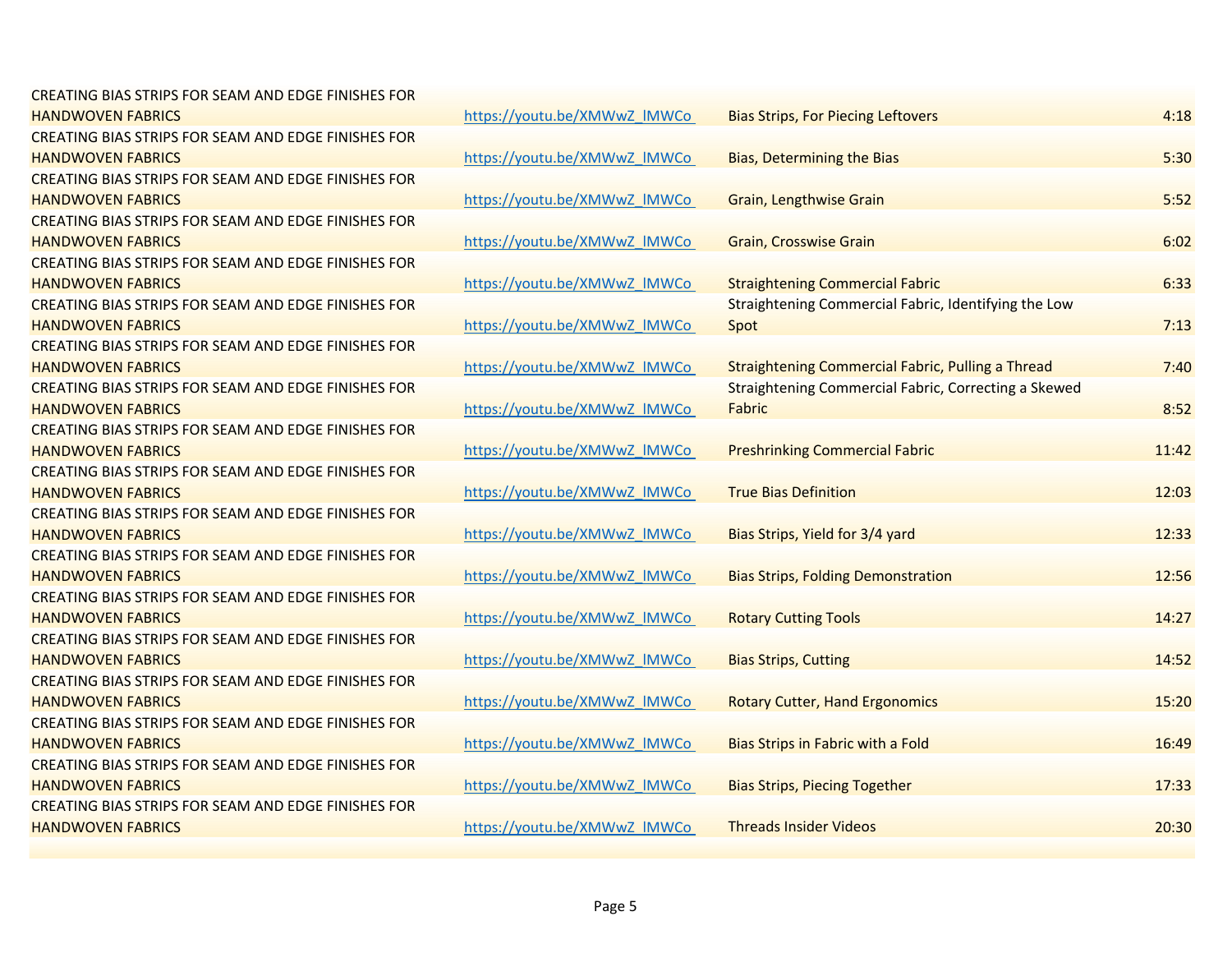| | | | |
|---|---|---|---|
| CREATING BIAS STRIPS FOR SEAM AND EDGE FINISHES FOR HANDWOVEN FABRICS | https://youtu.be/XMWwZ_lMWCo | Bias Strips, For Piecing Leftovers | 4:18 |
| CREATING BIAS STRIPS FOR SEAM AND EDGE FINISHES FOR HANDWOVEN FABRICS | https://youtu.be/XMWwZ_lMWCo | Bias, Determining the Bias | 5:30 |
| CREATING BIAS STRIPS FOR SEAM AND EDGE FINISHES FOR HANDWOVEN FABRICS | https://youtu.be/XMWwZ_lMWCo | Grain, Lengthwise Grain | 5:52 |
| CREATING BIAS STRIPS FOR SEAM AND EDGE FINISHES FOR HANDWOVEN FABRICS | https://youtu.be/XMWwZ_lMWCo | Grain, Crosswise Grain | 6:02 |
| CREATING BIAS STRIPS FOR SEAM AND EDGE FINISHES FOR HANDWOVEN FABRICS | https://youtu.be/XMWwZ_lMWCo | Straightening Commercial Fabric | 6:33 |
| CREATING BIAS STRIPS FOR SEAM AND EDGE FINISHES FOR HANDWOVEN FABRICS | https://youtu.be/XMWwZ_lMWCo | Straightening Commercial Fabric, Identifying the Low Spot | 7:13 |
| CREATING BIAS STRIPS FOR SEAM AND EDGE FINISHES FOR HANDWOVEN FABRICS | https://youtu.be/XMWwZ_lMWCo | Straightening Commercial Fabric, Pulling a Thread | 7:40 |
| CREATING BIAS STRIPS FOR SEAM AND EDGE FINISHES FOR HANDWOVEN FABRICS | https://youtu.be/XMWwZ_lMWCo | Straightening Commercial Fabric, Correcting a Skewed Fabric | 8:52 |
| CREATING BIAS STRIPS FOR SEAM AND EDGE FINISHES FOR HANDWOVEN FABRICS | https://youtu.be/XMWwZ_lMWCo | Preshrinking Commercial Fabric | 11:42 |
| CREATING BIAS STRIPS FOR SEAM AND EDGE FINISHES FOR HANDWOVEN FABRICS | https://youtu.be/XMWwZ_lMWCo | True Bias Definition | 12:03 |
| CREATING BIAS STRIPS FOR SEAM AND EDGE FINISHES FOR HANDWOVEN FABRICS | https://youtu.be/XMWwZ_lMWCo | Bias Strips, Yield for 3/4 yard | 12:33 |
| CREATING BIAS STRIPS FOR SEAM AND EDGE FINISHES FOR HANDWOVEN FABRICS | https://youtu.be/XMWwZ_lMWCo | Bias Strips, Folding Demonstration | 12:56 |
| CREATING BIAS STRIPS FOR SEAM AND EDGE FINISHES FOR HANDWOVEN FABRICS | https://youtu.be/XMWwZ_lMWCo | Rotary Cutting Tools | 14:27 |
| CREATING BIAS STRIPS FOR SEAM AND EDGE FINISHES FOR HANDWOVEN FABRICS | https://youtu.be/XMWwZ_lMWCo | Bias Strips, Cutting | 14:52 |
| CREATING BIAS STRIPS FOR SEAM AND EDGE FINISHES FOR HANDWOVEN FABRICS | https://youtu.be/XMWwZ_lMWCo | Rotary Cutter, Hand Ergonomics | 15:20 |
| CREATING BIAS STRIPS FOR SEAM AND EDGE FINISHES FOR HANDWOVEN FABRICS | https://youtu.be/XMWwZ_lMWCo | Bias Strips in Fabric with a Fold | 16:49 |
| CREATING BIAS STRIPS FOR SEAM AND EDGE FINISHES FOR HANDWOVEN FABRICS | https://youtu.be/XMWwZ_lMWCo | Bias Strips, Piecing Together | 17:33 |
| CREATING BIAS STRIPS FOR SEAM AND EDGE FINISHES FOR HANDWOVEN FABRICS | https://youtu.be/XMWwZ_lMWCo | Threads Insider Videos | 20:30 |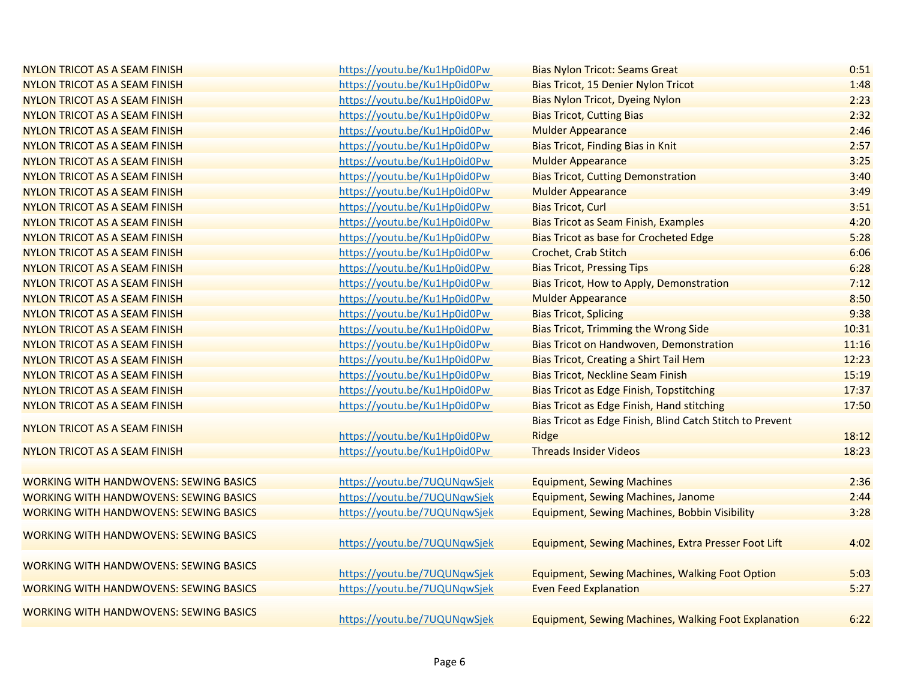| | | | |
|---|---|---|---|
| NYLON TRICOT AS A SEAM FINISH | https://youtu.be/Ku1Hp0id0Pw | Bias Nylon Tricot: Seams Great | 0:51 |
| NYLON TRICOT AS A SEAM FINISH | https://youtu.be/Ku1Hp0id0Pw | Bias Tricot, 15 Denier Nylon Tricot | 1:48 |
| NYLON TRICOT AS A SEAM FINISH | https://youtu.be/Ku1Hp0id0Pw | Bias Nylon Tricot, Dyeing Nylon | 2:23 |
| NYLON TRICOT AS A SEAM FINISH | https://youtu.be/Ku1Hp0id0Pw | Bias Tricot, Cutting Bias | 2:32 |
| NYLON TRICOT AS A SEAM FINISH | https://youtu.be/Ku1Hp0id0Pw | Mulder Appearance | 2:46 |
| NYLON TRICOT AS A SEAM FINISH | https://youtu.be/Ku1Hp0id0Pw | Bias Tricot, Finding Bias in Knit | 2:57 |
| NYLON TRICOT AS A SEAM FINISH | https://youtu.be/Ku1Hp0id0Pw | Mulder Appearance | 3:25 |
| NYLON TRICOT AS A SEAM FINISH | https://youtu.be/Ku1Hp0id0Pw | Bias Tricot, Cutting Demonstration | 3:40 |
| NYLON TRICOT AS A SEAM FINISH | https://youtu.be/Ku1Hp0id0Pw | Mulder Appearance | 3:49 |
| NYLON TRICOT AS A SEAM FINISH | https://youtu.be/Ku1Hp0id0Pw | Bias Tricot, Curl | 3:51 |
| NYLON TRICOT AS A SEAM FINISH | https://youtu.be/Ku1Hp0id0Pw | Bias Tricot as Seam Finish, Examples | 4:20 |
| NYLON TRICOT AS A SEAM FINISH | https://youtu.be/Ku1Hp0id0Pw | Bias Tricot as base for Crocheted Edge | 5:28 |
| NYLON TRICOT AS A SEAM FINISH | https://youtu.be/Ku1Hp0id0Pw | Crochet, Crab Stitch | 6:06 |
| NYLON TRICOT AS A SEAM FINISH | https://youtu.be/Ku1Hp0id0Pw | Bias Tricot, Pressing Tips | 6:28 |
| NYLON TRICOT AS A SEAM FINISH | https://youtu.be/Ku1Hp0id0Pw | Bias Tricot, How to Apply, Demonstration | 7:12 |
| NYLON TRICOT AS A SEAM FINISH | https://youtu.be/Ku1Hp0id0Pw | Mulder Appearance | 8:50 |
| NYLON TRICOT AS A SEAM FINISH | https://youtu.be/Ku1Hp0id0Pw | Bias Tricot, Splicing | 9:38 |
| NYLON TRICOT AS A SEAM FINISH | https://youtu.be/Ku1Hp0id0Pw | Bias Tricot, Trimming the Wrong Side | 10:31 |
| NYLON TRICOT AS A SEAM FINISH | https://youtu.be/Ku1Hp0id0Pw | Bias Tricot on Handwoven, Demonstration | 11:16 |
| NYLON TRICOT AS A SEAM FINISH | https://youtu.be/Ku1Hp0id0Pw | Bias Tricot, Creating a Shirt Tail Hem | 12:23 |
| NYLON TRICOT AS A SEAM FINISH | https://youtu.be/Ku1Hp0id0Pw | Bias Tricot, Neckline Seam Finish | 15:19 |
| NYLON TRICOT AS A SEAM FINISH | https://youtu.be/Ku1Hp0id0Pw | Bias Tricot as Edge Finish, Topstitching | 17:37 |
| NYLON TRICOT AS A SEAM FINISH | https://youtu.be/Ku1Hp0id0Pw | Bias Tricot as Edge Finish, Hand stitching | 17:50 |
| NYLON TRICOT AS A SEAM FINISH | https://youtu.be/Ku1Hp0id0Pw | Bias Tricot as Edge Finish, Blind Catch Stitch to Prevent Ridge | 18:12 |
| NYLON TRICOT AS A SEAM FINISH | https://youtu.be/Ku1Hp0id0Pw | Threads Insider Videos | 18:23 |
| | | | |
| WORKING WITH HANDWOVENS: SEWING BASICS | https://youtu.be/7UQUNqwSjek | Equipment, Sewing Machines | 2:36 |
| WORKING WITH HANDWOVENS: SEWING BASICS | https://youtu.be/7UQUNqwSjek | Equipment, Sewing Machines, Janome | 2:44 |
| WORKING WITH HANDWOVENS: SEWING BASICS | https://youtu.be/7UQUNqwSjek | Equipment, Sewing Machines, Bobbin Visibility | 3:28 |
| WORKING WITH HANDWOVENS: SEWING BASICS | https://youtu.be/7UQUNqwSjek | Equipment, Sewing Machines, Extra Presser Foot Lift | 4:02 |
| WORKING WITH HANDWOVENS: SEWING BASICS | https://youtu.be/7UQUNqwSjek | Equipment, Sewing Machines, Walking Foot Option | 5:03 |
| WORKING WITH HANDWOVENS: SEWING BASICS | https://youtu.be/7UQUNqwSjek | Even Feed Explanation | 5:27 |
| WORKING WITH HANDWOVENS: SEWING BASICS | https://youtu.be/7UQUNqwSjek | Equipment, Sewing Machines, Walking Foot Explanation | 6:22 |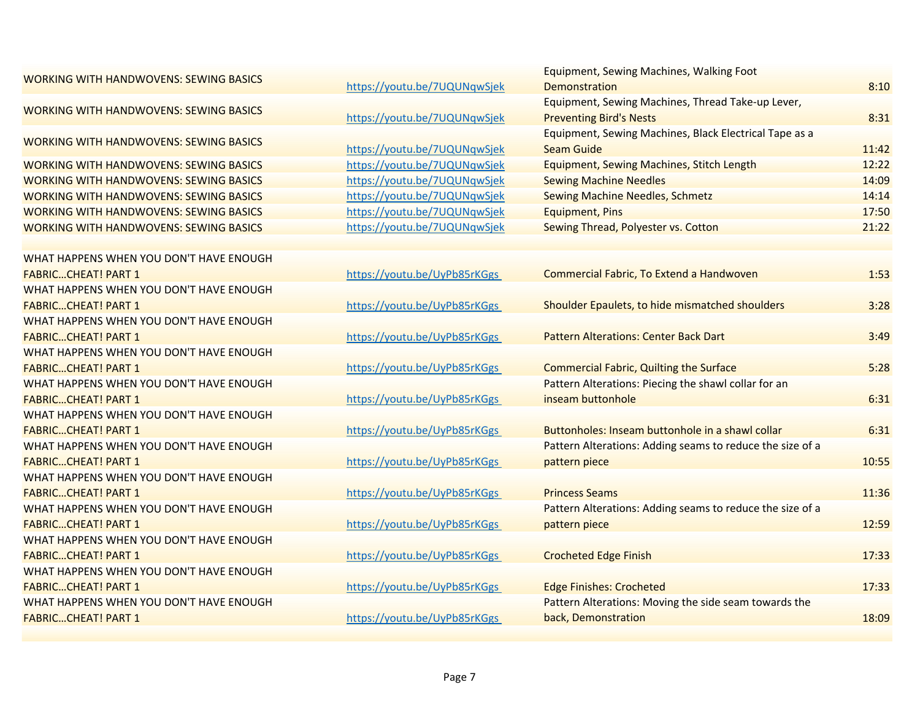| | | | |
|---|---|---|---|
| WORKING WITH HANDWOVENS: SEWING BASICS | https://youtu.be/7UQUNqwSjek | Equipment, Sewing Machines, Walking Foot Demonstration | 8:10 |
| WORKING WITH HANDWOVENS: SEWING BASICS | https://youtu.be/7UQUNqwSjek | Equipment, Sewing Machines, Thread Take-up Lever, Preventing Bird's Nests | 8:31 |
| WORKING WITH HANDWOVENS: SEWING BASICS | https://youtu.be/7UQUNqwSjek | Equipment, Sewing Machines, Black Electrical Tape as a Seam Guide | 11:42 |
| WORKING WITH HANDWOVENS: SEWING BASICS | https://youtu.be/7UQUNqwSjek | Equipment, Sewing Machines, Stitch Length | 12:22 |
| WORKING WITH HANDWOVENS: SEWING BASICS | https://youtu.be/7UQUNqwSjek | Sewing Machine Needles | 14:09 |
| WORKING WITH HANDWOVENS: SEWING BASICS | https://youtu.be/7UQUNqwSjek | Sewing Machine Needles, Schmetz | 14:14 |
| WORKING WITH HANDWOVENS: SEWING BASICS | https://youtu.be/7UQUNqwSjek | Equipment, Pins | 17:50 |
| WORKING WITH HANDWOVENS: SEWING BASICS | https://youtu.be/7UQUNqwSjek | Sewing Thread, Polyester vs. Cotton | 21:22 |
| | | | |
| WHAT HAPPENS WHEN YOU DON'T HAVE ENOUGH FABRIC…CHEAT! PART 1 | https://youtu.be/UyPb85rKGgs | Commercial Fabric, To Extend a Handwoven | 1:53 |
| WHAT HAPPENS WHEN YOU DON'T HAVE ENOUGH FABRIC…CHEAT! PART 1 | https://youtu.be/UyPb85rKGgs | Shoulder Epaulets, to hide mismatched shoulders | 3:28 |
| WHAT HAPPENS WHEN YOU DON'T HAVE ENOUGH FABRIC…CHEAT! PART 1 | https://youtu.be/UyPb85rKGgs | Pattern Alterations: Center Back Dart | 3:49 |
| WHAT HAPPENS WHEN YOU DON'T HAVE ENOUGH FABRIC…CHEAT! PART 1 | https://youtu.be/UyPb85rKGgs | Commercial Fabric, Quilting the Surface | 5:28 |
| WHAT HAPPENS WHEN YOU DON'T HAVE ENOUGH FABRIC…CHEAT! PART 1 | https://youtu.be/UyPb85rKGgs | Pattern Alterations: Piecing the shawl collar for an inseam buttonhole | 6:31 |
| WHAT HAPPENS WHEN YOU DON'T HAVE ENOUGH FABRIC…CHEAT! PART 1 | https://youtu.be/UyPb85rKGgs | Buttonholes: Inseam buttonhole in a shawl collar | 6:31 |
| WHAT HAPPENS WHEN YOU DON'T HAVE ENOUGH FABRIC…CHEAT! PART 1 | https://youtu.be/UyPb85rKGgs | Pattern Alterations: Adding seams to reduce the size of a pattern piece | 10:55 |
| WHAT HAPPENS WHEN YOU DON'T HAVE ENOUGH FABRIC…CHEAT! PART 1 | https://youtu.be/UyPb85rKGgs | Princess Seams | 11:36 |
| WHAT HAPPENS WHEN YOU DON'T HAVE ENOUGH FABRIC…CHEAT! PART 1 | https://youtu.be/UyPb85rKGgs | Pattern Alterations: Adding seams to reduce the size of a pattern piece | 12:59 |
| WHAT HAPPENS WHEN YOU DON'T HAVE ENOUGH FABRIC…CHEAT! PART 1 | https://youtu.be/UyPb85rKGgs | Crocheted Edge Finish | 17:33 |
| WHAT HAPPENS WHEN YOU DON'T HAVE ENOUGH FABRIC…CHEAT! PART 1 | https://youtu.be/UyPb85rKGgs | Edge Finishes: Crocheted | 17:33 |
| WHAT HAPPENS WHEN YOU DON'T HAVE ENOUGH FABRIC…CHEAT! PART 1 | https://youtu.be/UyPb85rKGgs | Pattern Alterations: Moving the side seam towards the back, Demonstration | 18:09 |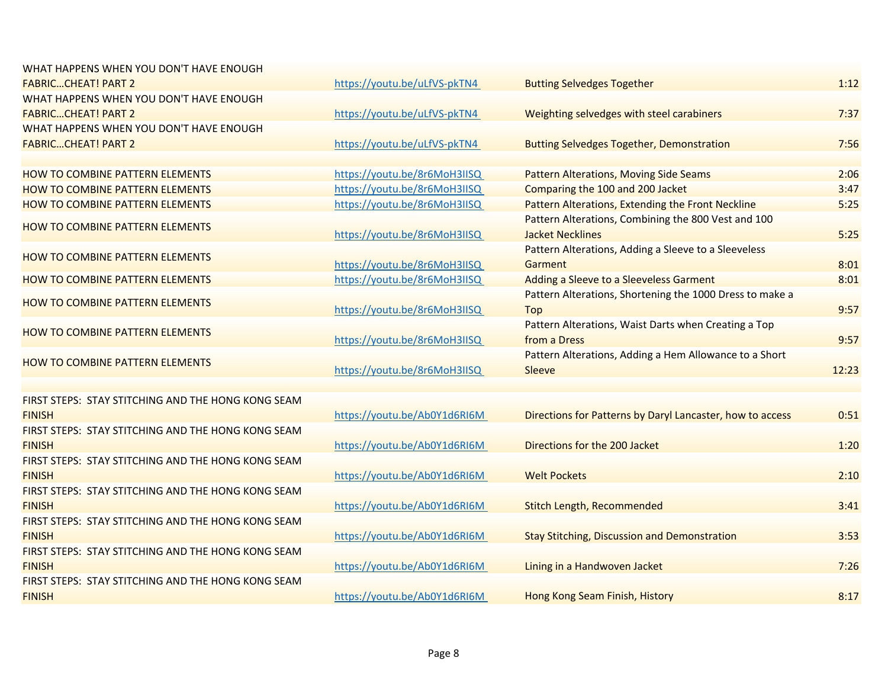| | | | |
|---|---|---|---|
| WHAT HAPPENS WHEN YOU DON'T HAVE ENOUGH FABRIC…CHEAT! PART 2 | https://youtu.be/uLfVS-pkTN4 | Butting Selvedges Together | 1:12 |
| WHAT HAPPENS WHEN YOU DON'T HAVE ENOUGH FABRIC…CHEAT! PART 2 | https://youtu.be/uLfVS-pkTN4 | Weighting selvedges with steel carabiners | 7:37 |
| WHAT HAPPENS WHEN YOU DON'T HAVE ENOUGH FABRIC…CHEAT! PART 2 | https://youtu.be/uLfVS-pkTN4 | Butting Selvedges Together, Demonstration | 7:56 |
| | | | |
| HOW TO COMBINE PATTERN ELEMENTS | https://youtu.be/8r6MoH3IISQ | Pattern Alterations, Moving Side Seams | 2:06 |
| HOW TO COMBINE PATTERN ELEMENTS | https://youtu.be/8r6MoH3IISQ | Comparing the 100 and 200 Jacket | 3:47 |
| HOW TO COMBINE PATTERN ELEMENTS | https://youtu.be/8r6MoH3IISQ | Pattern Alterations, Extending the Front Neckline | 5:25 |
| HOW TO COMBINE PATTERN ELEMENTS | https://youtu.be/8r6MoH3IISQ | Pattern Alterations, Combining the 800 Vest and 100 Jacket Necklines | 5:25 |
| HOW TO COMBINE PATTERN ELEMENTS | https://youtu.be/8r6MoH3IISQ | Pattern Alterations, Adding a Sleeve to a Sleeveless Garment | 8:01 |
| HOW TO COMBINE PATTERN ELEMENTS | https://youtu.be/8r6MoH3IISQ | Adding a Sleeve to a Sleeveless Garment | 8:01 |
| HOW TO COMBINE PATTERN ELEMENTS | https://youtu.be/8r6MoH3IISQ | Pattern Alterations, Shortening the 1000 Dress to make a Top | 9:57 |
| HOW TO COMBINE PATTERN ELEMENTS | https://youtu.be/8r6MoH3IISQ | Pattern Alterations, Waist Darts when Creating a Top from a Dress | 9:57 |
| HOW TO COMBINE PATTERN ELEMENTS | https://youtu.be/8r6MoH3IISQ | Pattern Alterations, Adding a Hem Allowance to a Short Sleeve | 12:23 |
| | | | |
| FIRST STEPS: STAY STITCHING AND THE HONG KONG SEAM FINISH | https://youtu.be/Ab0Y1d6RI6M | Directions for Patterns by Daryl Lancaster, how to access | 0:51 |
| FIRST STEPS: STAY STITCHING AND THE HONG KONG SEAM FINISH | https://youtu.be/Ab0Y1d6RI6M | Directions for the 200 Jacket | 1:20 |
| FIRST STEPS: STAY STITCHING AND THE HONG KONG SEAM FINISH | https://youtu.be/Ab0Y1d6RI6M | Welt Pockets | 2:10 |
| FIRST STEPS: STAY STITCHING AND THE HONG KONG SEAM FINISH | https://youtu.be/Ab0Y1d6RI6M | Stitch Length, Recommended | 3:41 |
| FIRST STEPS: STAY STITCHING AND THE HONG KONG SEAM FINISH | https://youtu.be/Ab0Y1d6RI6M | Stay Stitching, Discussion and Demonstration | 3:53 |
| FIRST STEPS: STAY STITCHING AND THE HONG KONG SEAM FINISH | https://youtu.be/Ab0Y1d6RI6M | Lining in a Handwoven Jacket | 7:26 |
| FIRST STEPS: STAY STITCHING AND THE HONG KONG SEAM FINISH | https://youtu.be/Ab0Y1d6RI6M | Hong Kong Seam Finish, History | 8:17 |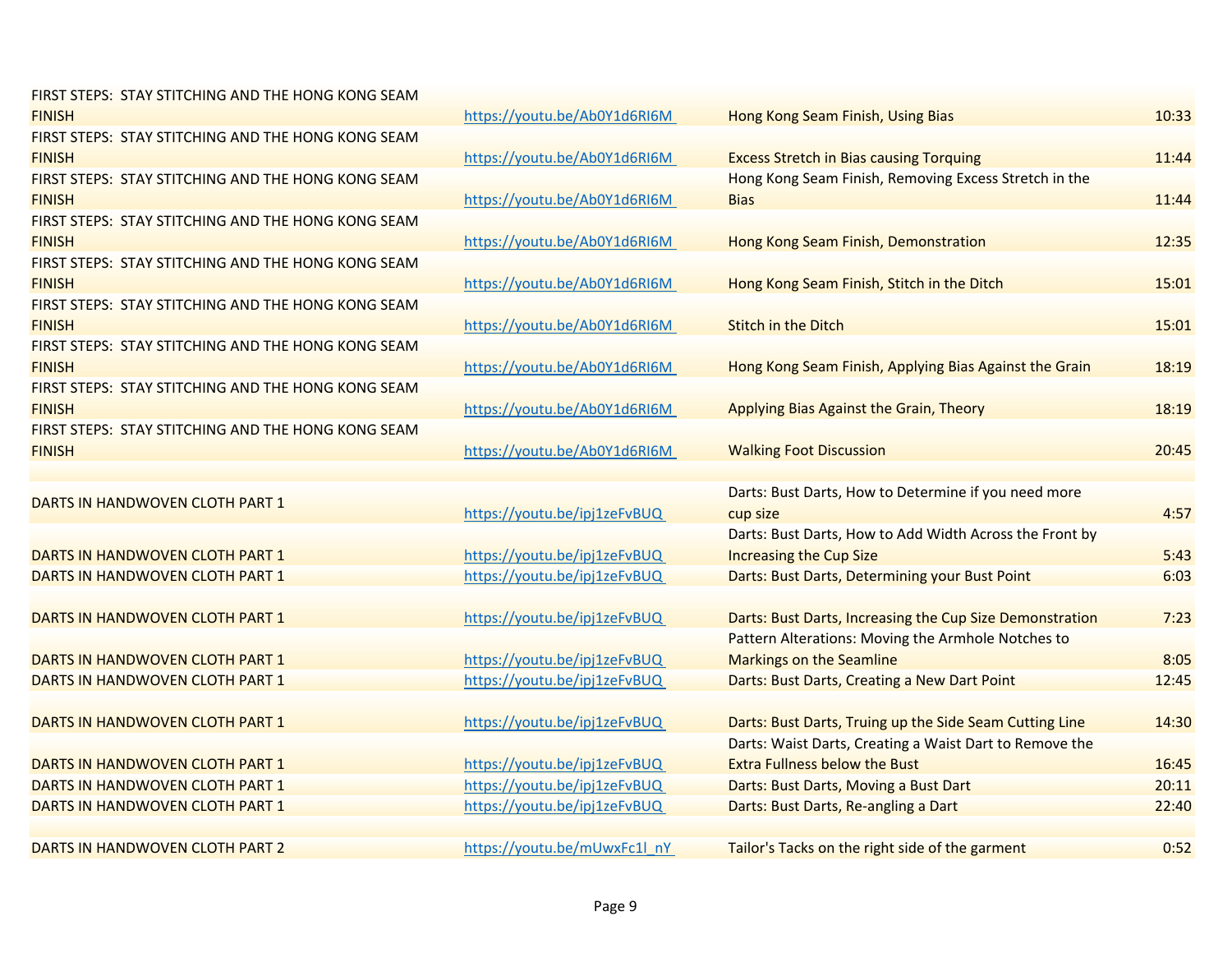| | | | |
|---|---|---|---|
| FIRST STEPS: STAY STITCHING AND THE HONG KONG SEAM FINISH | https://youtu.be/Ab0Y1d6RI6M | Hong Kong Seam Finish, Using Bias | 10:33 |
| FIRST STEPS: STAY STITCHING AND THE HONG KONG SEAM FINISH | https://youtu.be/Ab0Y1d6RI6M | Excess Stretch in Bias causing Torquing | 11:44 |
| FIRST STEPS: STAY STITCHING AND THE HONG KONG SEAM FINISH | https://youtu.be/Ab0Y1d6RI6M | Hong Kong Seam Finish, Removing Excess Stretch in the Bias | 11:44 |
| FIRST STEPS: STAY STITCHING AND THE HONG KONG SEAM FINISH | https://youtu.be/Ab0Y1d6RI6M | Hong Kong Seam Finish, Demonstration | 12:35 |
| FIRST STEPS: STAY STITCHING AND THE HONG KONG SEAM FINISH | https://youtu.be/Ab0Y1d6RI6M | Hong Kong Seam Finish, Stitch in the Ditch | 15:01 |
| FIRST STEPS: STAY STITCHING AND THE HONG KONG SEAM FINISH | https://youtu.be/Ab0Y1d6RI6M | Stitch in the Ditch | 15:01 |
| FIRST STEPS: STAY STITCHING AND THE HONG KONG SEAM FINISH | https://youtu.be/Ab0Y1d6RI6M | Hong Kong Seam Finish, Applying Bias Against the Grain | 18:19 |
| FIRST STEPS: STAY STITCHING AND THE HONG KONG SEAM FINISH | https://youtu.be/Ab0Y1d6RI6M | Applying Bias Against the Grain, Theory | 18:19 |
| FIRST STEPS: STAY STITCHING AND THE HONG KONG SEAM FINISH | https://youtu.be/Ab0Y1d6RI6M | Walking Foot Discussion | 20:45 |
| | | | |
| DARTS IN HANDWOVEN CLOTH PART 1 | https://youtu.be/ipj1zeFvBUQ | Darts: Bust Darts, How to Determine if you need more cup size | 4:57 |
| DARTS IN HANDWOVEN CLOTH PART 1 | https://youtu.be/ipj1zeFvBUQ | Darts: Bust Darts, How to Add Width Across the Front by Increasing the Cup Size | 5:43 |
| DARTS IN HANDWOVEN CLOTH PART 1 | https://youtu.be/ipj1zeFvBUQ | Darts: Bust Darts, Determining your Bust Point | 6:03 |
| DARTS IN HANDWOVEN CLOTH PART 1 | https://youtu.be/ipj1zeFvBUQ | Darts: Bust Darts, Increasing the Cup Size Demonstration | 7:23 |
| DARTS IN HANDWOVEN CLOTH PART 1 | https://youtu.be/ipj1zeFvBUQ | Pattern Alterations: Moving the Armhole Notches to Markings on the Seamline | 8:05 |
| DARTS IN HANDWOVEN CLOTH PART 1 | https://youtu.be/ipj1zeFvBUQ | Darts: Bust Darts, Creating a New Dart Point | 12:45 |
| DARTS IN HANDWOVEN CLOTH PART 1 | https://youtu.be/ipj1zeFvBUQ | Darts: Bust Darts, Truing up the Side Seam Cutting Line | 14:30 |
| DARTS IN HANDWOVEN CLOTH PART 1 | https://youtu.be/ipj1zeFvBUQ | Darts: Waist Darts, Creating a Waist Dart to Remove the Extra Fullness below the Bust | 16:45 |
| DARTS IN HANDWOVEN CLOTH PART 1 | https://youtu.be/ipj1zeFvBUQ | Darts: Bust Darts, Moving a Bust Dart | 20:11 |
| DARTS IN HANDWOVEN CLOTH PART 1 | https://youtu.be/ipj1zeFvBUQ | Darts: Bust Darts, Re-angling a Dart | 22:40 |
| | | | |
| DARTS IN HANDWOVEN CLOTH PART 2 | https://youtu.be/mUwxFc1l_nY | Tailor's Tacks on the right side of the garment | 0:52 |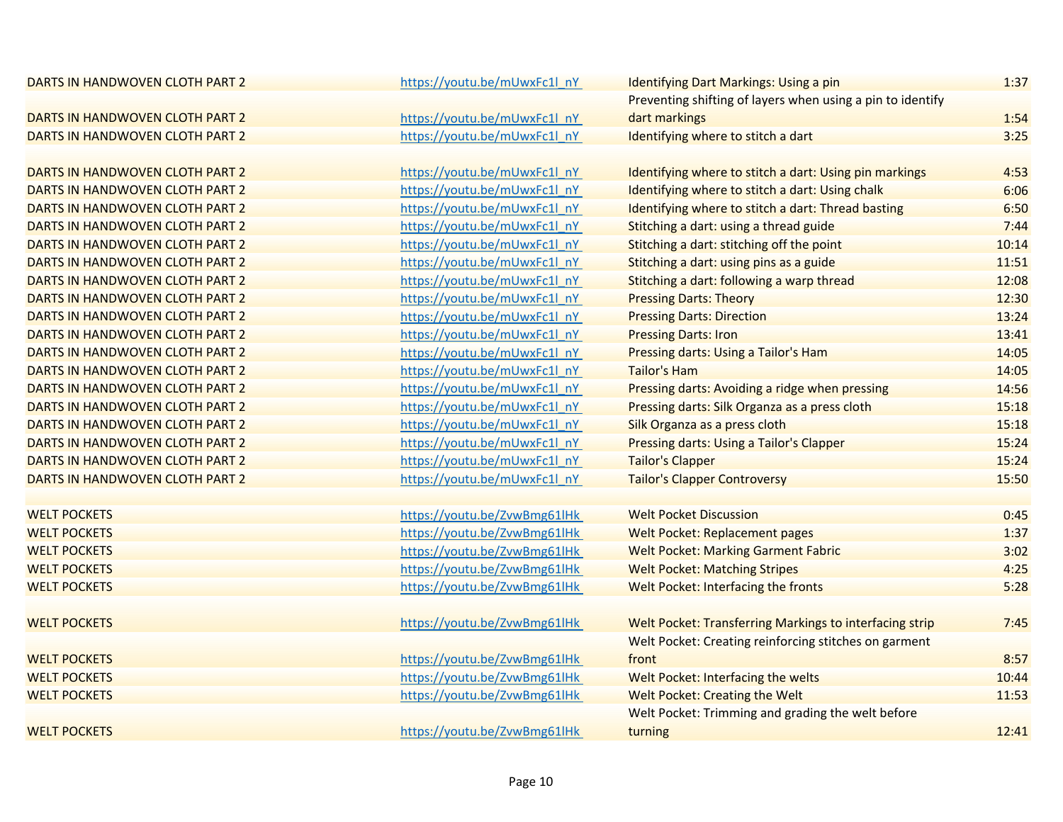| | | | |
|---|---|---|---|
| DARTS IN HANDWOVEN CLOTH PART 2 | https://youtu.be/mUwxFc1l_nY | Identifying Dart Markings: Using a pin | 1:37 |
| DARTS IN HANDWOVEN CLOTH PART 2 | https://youtu.be/mUwxFc1l_nY | Preventing shifting of layers when using a pin to identify dart markings | 1:54 |
| DARTS IN HANDWOVEN CLOTH PART 2 | https://youtu.be/mUwxFc1l_nY | Identifying where to stitch a dart | 3:25 |
| | | | |
| DARTS IN HANDWOVEN CLOTH PART 2 | https://youtu.be/mUwxFc1l_nY | Identifying where to stitch a dart: Using pin markings | 4:53 |
| DARTS IN HANDWOVEN CLOTH PART 2 | https://youtu.be/mUwxFc1l_nY | Identifying where to stitch a dart: Using chalk | 6:06 |
| DARTS IN HANDWOVEN CLOTH PART 2 | https://youtu.be/mUwxFc1l_nY | Identifying where to stitch a dart: Thread basting | 6:50 |
| DARTS IN HANDWOVEN CLOTH PART 2 | https://youtu.be/mUwxFc1l_nY | Stitching a dart: using a thread guide | 7:44 |
| DARTS IN HANDWOVEN CLOTH PART 2 | https://youtu.be/mUwxFc1l_nY | Stitching a dart: stitching off the point | 10:14 |
| DARTS IN HANDWOVEN CLOTH PART 2 | https://youtu.be/mUwxFc1l_nY | Stitching a dart: using pins as a guide | 11:51 |
| DARTS IN HANDWOVEN CLOTH PART 2 | https://youtu.be/mUwxFc1l_nY | Stitching a dart: following a warp thread | 12:08 |
| DARTS IN HANDWOVEN CLOTH PART 2 | https://youtu.be/mUwxFc1l_nY | Pressing Darts: Theory | 12:30 |
| DARTS IN HANDWOVEN CLOTH PART 2 | https://youtu.be/mUwxFc1l_nY | Pressing Darts: Direction | 13:24 |
| DARTS IN HANDWOVEN CLOTH PART 2 | https://youtu.be/mUwxFc1l_nY | Pressing Darts: Iron | 13:41 |
| DARTS IN HANDWOVEN CLOTH PART 2 | https://youtu.be/mUwxFc1l_nY | Pressing darts: Using a Tailor's Ham | 14:05 |
| DARTS IN HANDWOVEN CLOTH PART 2 | https://youtu.be/mUwxFc1l_nY | Tailor's Ham | 14:05 |
| DARTS IN HANDWOVEN CLOTH PART 2 | https://youtu.be/mUwxFc1l_nY | Pressing darts: Avoiding a ridge when pressing | 14:56 |
| DARTS IN HANDWOVEN CLOTH PART 2 | https://youtu.be/mUwxFc1l_nY | Pressing darts: Silk Organza as a press cloth | 15:18 |
| DARTS IN HANDWOVEN CLOTH PART 2 | https://youtu.be/mUwxFc1l_nY | Silk Organza as a press cloth | 15:18 |
| DARTS IN HANDWOVEN CLOTH PART 2 | https://youtu.be/mUwxFc1l_nY | Pressing darts: Using a Tailor's Clapper | 15:24 |
| DARTS IN HANDWOVEN CLOTH PART 2 | https://youtu.be/mUwxFc1l_nY | Tailor's Clapper | 15:24 |
| DARTS IN HANDWOVEN CLOTH PART 2 | https://youtu.be/mUwxFc1l_nY | Tailor's Clapper Controversy | 15:50 |
| | | | |
| WELT POCKETS | https://youtu.be/ZvwBmg61lHk | Welt Pocket Discussion | 0:45 |
| WELT POCKETS | https://youtu.be/ZvwBmg61lHk | Welt Pocket: Replacement pages | 1:37 |
| WELT POCKETS | https://youtu.be/ZvwBmg61lHk | Welt Pocket: Marking Garment Fabric | 3:02 |
| WELT POCKETS | https://youtu.be/ZvwBmg61lHk | Welt Pocket: Matching Stripes | 4:25 |
| WELT POCKETS | https://youtu.be/ZvwBmg61lHk | Welt Pocket: Interfacing the fronts | 5:28 |
| | | | |
| WELT POCKETS | https://youtu.be/ZvwBmg61lHk | Welt Pocket: Transferring Markings to interfacing strip | 7:45 |
| WELT POCKETS | https://youtu.be/ZvwBmg61lHk | Welt Pocket: Creating reinforcing stitches on garment front | 8:57 |
| WELT POCKETS | https://youtu.be/ZvwBmg61lHk | Welt Pocket: Interfacing the welts | 10:44 |
| WELT POCKETS | https://youtu.be/ZvwBmg61lHk | Welt Pocket: Creating the Welt | 11:53 |
| WELT POCKETS | https://youtu.be/ZvwBmg61lHk | Welt Pocket: Trimming and grading the welt before turning | 12:41 |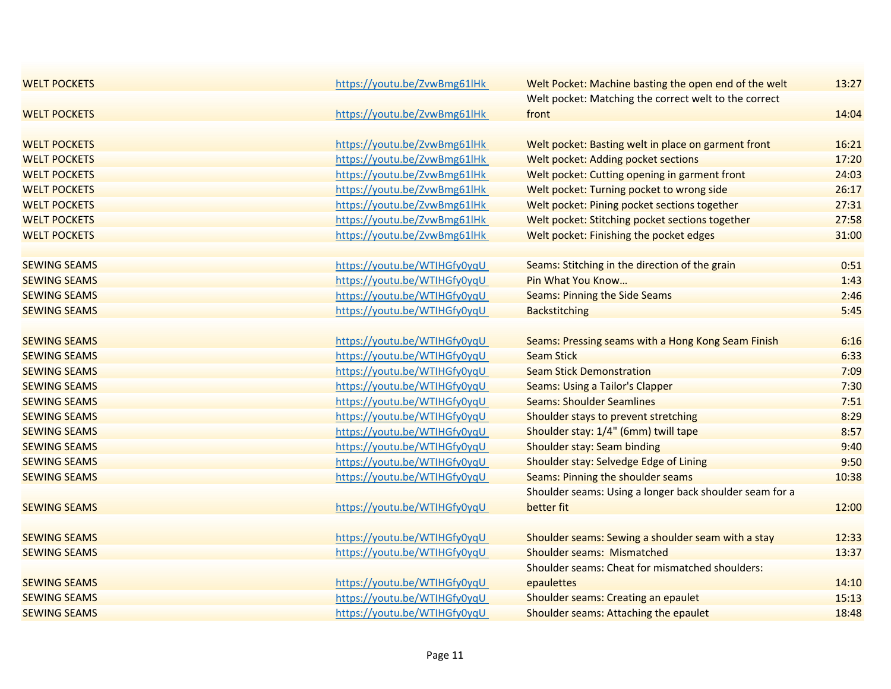| | | | |
|---|---|---|---|
| WELT POCKETS | https://youtu.be/ZvwBmg61lHk | Welt Pocket: Machine basting the open end of the welt | 13:27 |
| WELT POCKETS | https://youtu.be/ZvwBmg61lHk | Welt pocket: Matching the correct welt to the correct front | 14:04 |
| WELT POCKETS | https://youtu.be/ZvwBmg61lHk | Welt pocket: Basting welt in place on garment front | 16:21 |
| WELT POCKETS | https://youtu.be/ZvwBmg61lHk | Welt pocket: Adding pocket sections | 17:20 |
| WELT POCKETS | https://youtu.be/ZvwBmg61lHk | Welt pocket: Cutting opening in garment front | 24:03 |
| WELT POCKETS | https://youtu.be/ZvwBmg61lHk | Welt pocket: Turning pocket to wrong side | 26:17 |
| WELT POCKETS | https://youtu.be/ZvwBmg61lHk | Welt pocket: Pining pocket sections together | 27:31 |
| WELT POCKETS | https://youtu.be/ZvwBmg61lHk | Welt pocket: Stitching pocket sections together | 27:58 |
| WELT POCKETS | https://youtu.be/ZvwBmg61lHk | Welt pocket: Finishing the pocket edges | 31:00 |
| SEWING SEAMS | https://youtu.be/WTIHGfy0yqU | Seams: Stitching in the direction of the grain | 0:51 |
| SEWING SEAMS | https://youtu.be/WTIHGfy0yqU | Pin What You Know… | 1:43 |
| SEWING SEAMS | https://youtu.be/WTIHGfy0yqU | Seams: Pinning the Side Seams | 2:46 |
| SEWING SEAMS | https://youtu.be/WTIHGfy0yqU | Backstitching | 5:45 |
| SEWING SEAMS | https://youtu.be/WTIHGfy0yqU | Seams: Pressing seams with a Hong Kong Seam Finish | 6:16 |
| SEWING SEAMS | https://youtu.be/WTIHGfy0yqU | Seam Stick | 6:33 |
| SEWING SEAMS | https://youtu.be/WTIHGfy0yqU | Seam Stick Demonstration | 7:09 |
| SEWING SEAMS | https://youtu.be/WTIHGfy0yqU | Seams: Using a Tailor's Clapper | 7:30 |
| SEWING SEAMS | https://youtu.be/WTIHGfy0yqU | Seams: Shoulder Seamlines | 7:51 |
| SEWING SEAMS | https://youtu.be/WTIHGfy0yqU | Shoulder stays to prevent stretching | 8:29 |
| SEWING SEAMS | https://youtu.be/WTIHGfy0yqU | Shoulder stay: 1/4" (6mm) twill tape | 8:57 |
| SEWING SEAMS | https://youtu.be/WTIHGfy0yqU | Shoulder stay: Seam binding | 9:40 |
| SEWING SEAMS | https://youtu.be/WTIHGfy0yqU | Shoulder stay: Selvedge Edge of Lining | 9:50 |
| SEWING SEAMS | https://youtu.be/WTIHGfy0yqU | Seams: Pinning the shoulder seams | 10:38 |
| SEWING SEAMS | https://youtu.be/WTIHGfy0yqU | Shoulder seams: Using a longer back shoulder seam for a better fit | 12:00 |
| SEWING SEAMS | https://youtu.be/WTIHGfy0yqU | Shoulder seams: Sewing a shoulder seam with a stay | 12:33 |
| SEWING SEAMS | https://youtu.be/WTIHGfy0yqU | Shoulder seams:  Mismatched | 13:37 |
| SEWING SEAMS | https://youtu.be/WTIHGfy0yqU | Shoulder seams: Cheat for mismatched shoulders: epaulettes | 14:10 |
| SEWING SEAMS | https://youtu.be/WTIHGfy0yqU | Shoulder seams: Creating an epaulet | 15:13 |
| SEWING SEAMS | https://youtu.be/WTIHGfy0yqU | Shoulder seams: Attaching the epaulet | 18:48 |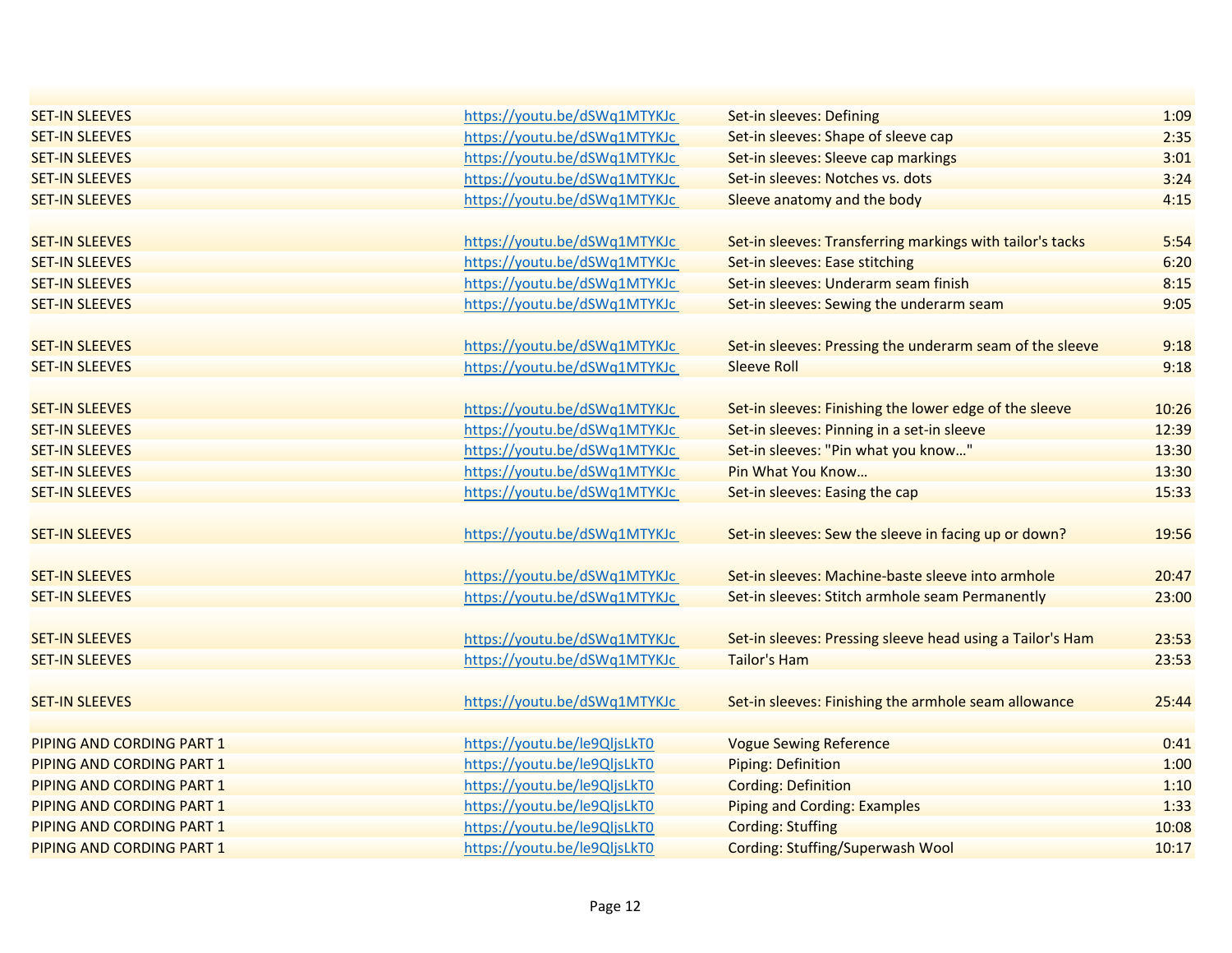| | | | |
|---|---|---|---|
| SET-IN SLEEVES | https://youtu.be/dSWq1MTYKJc | Set-in sleeves: Defining | 1:09 |
| SET-IN SLEEVES | https://youtu.be/dSWq1MTYKJc | Set-in sleeves: Shape of sleeve cap | 2:35 |
| SET-IN SLEEVES | https://youtu.be/dSWq1MTYKJc | Set-in sleeves: Sleeve cap markings | 3:01 |
| SET-IN SLEEVES | https://youtu.be/dSWq1MTYKJc | Set-in sleeves: Notches vs. dots | 3:24 |
| SET-IN SLEEVES | https://youtu.be/dSWq1MTYKJc | Sleeve anatomy and the body | 4:15 |
| | | | |
| SET-IN SLEEVES | https://youtu.be/dSWq1MTYKJc | Set-in sleeves: Transferring markings with tailor's tacks | 5:54 |
| SET-IN SLEEVES | https://youtu.be/dSWq1MTYKJc | Set-in sleeves: Ease stitching | 6:20 |
| SET-IN SLEEVES | https://youtu.be/dSWq1MTYKJc | Set-in sleeves: Underarm seam finish | 8:15 |
| SET-IN SLEEVES | https://youtu.be/dSWq1MTYKJc | Set-in sleeves: Sewing the underarm seam | 9:05 |
| | | | |
| SET-IN SLEEVES | https://youtu.be/dSWq1MTYKJc | Set-in sleeves: Pressing the underarm seam of the sleeve | 9:18 |
| SET-IN SLEEVES | https://youtu.be/dSWq1MTYKJc | Sleeve Roll | 9:18 |
| | | | |
| SET-IN SLEEVES | https://youtu.be/dSWq1MTYKJc | Set-in sleeves: Finishing the lower edge of the sleeve | 10:26 |
| SET-IN SLEEVES | https://youtu.be/dSWq1MTYKJc | Set-in sleeves: Pinning in a set-in sleeve | 12:39 |
| SET-IN SLEEVES | https://youtu.be/dSWq1MTYKJc | Set-in sleeves: "Pin what you know…" | 13:30 |
| SET-IN SLEEVES | https://youtu.be/dSWq1MTYKJc | Pin What You Know… | 13:30 |
| SET-IN SLEEVES | https://youtu.be/dSWq1MTYKJc | Set-in sleeves: Easing the cap | 15:33 |
| | | | |
| SET-IN SLEEVES | https://youtu.be/dSWq1MTYKJc | Set-in sleeves: Sew the sleeve in facing up or down? | 19:56 |
| | | | |
| SET-IN SLEEVES | https://youtu.be/dSWq1MTYKJc | Set-in sleeves: Machine-baste sleeve into armhole | 20:47 |
| SET-IN SLEEVES | https://youtu.be/dSWq1MTYKJc | Set-in sleeves: Stitch armhole seam Permanently | 23:00 |
| | | | |
| SET-IN SLEEVES | https://youtu.be/dSWq1MTYKJc | Set-in sleeves: Pressing sleeve head using a Tailor's Ham | 23:53 |
| SET-IN SLEEVES | https://youtu.be/dSWq1MTYKJc | Tailor's Ham | 23:53 |
| | | | |
| SET-IN SLEEVES | https://youtu.be/dSWq1MTYKJc | Set-in sleeves: Finishing the armhole seam allowance | 25:44 |
| | | | |
| PIPING AND CORDING PART 1 | https://youtu.be/le9QljsLkT0 | Vogue Sewing Reference | 0:41 |
| PIPING AND CORDING PART 1 | https://youtu.be/le9QljsLkT0 | Piping: Definition | 1:00 |
| PIPING AND CORDING PART 1 | https://youtu.be/le9QljsLkT0 | Cording: Definition | 1:10 |
| PIPING AND CORDING PART 1 | https://youtu.be/le9QljsLkT0 | Piping and Cording: Examples | 1:33 |
| PIPING AND CORDING PART 1 | https://youtu.be/le9QljsLkT0 | Cording: Stuffing | 10:08 |
| PIPING AND CORDING PART 1 | https://youtu.be/le9QljsLkT0 | Cording: Stuffing/Superwash Wool | 10:17 |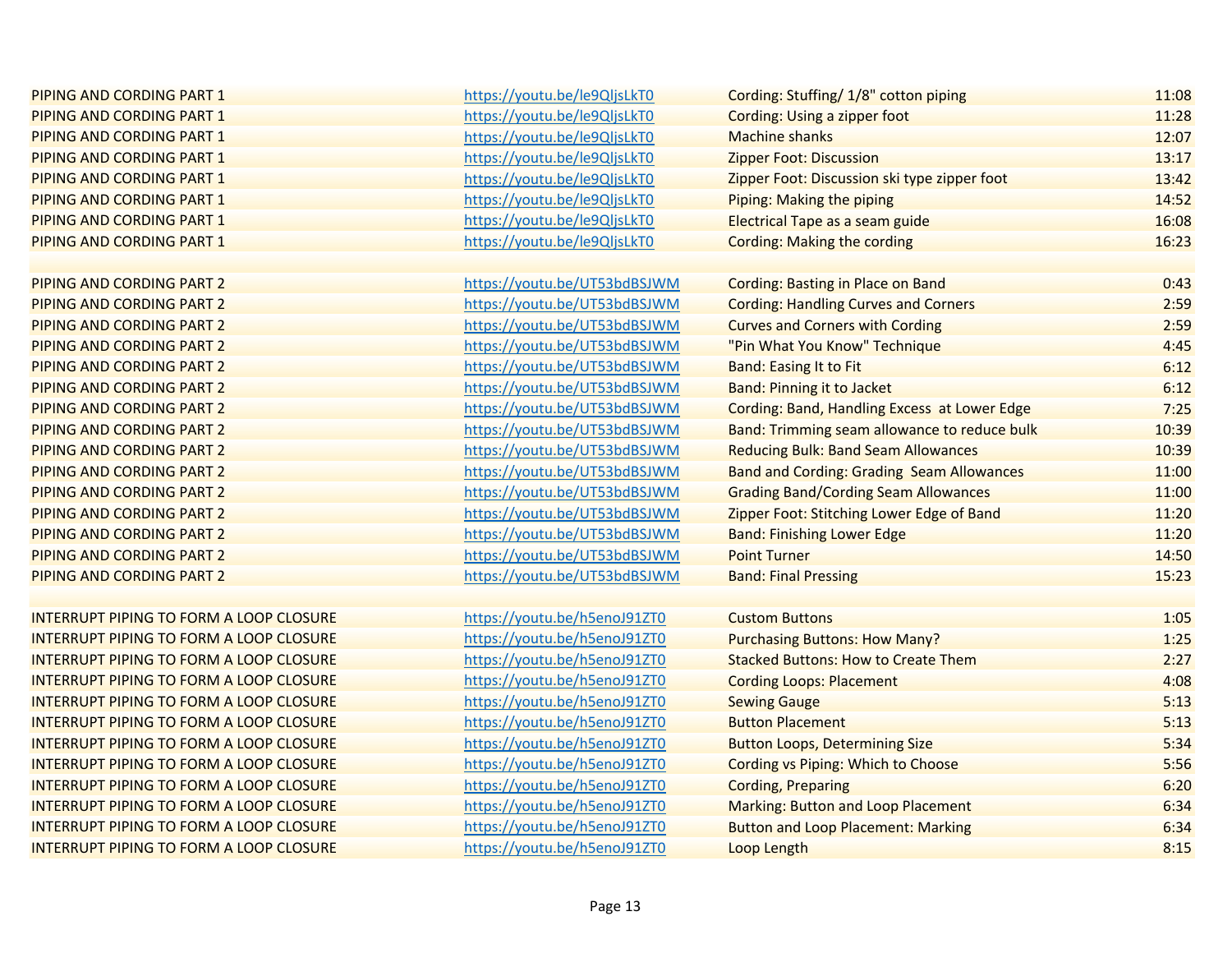| | | | |
|---|---|---|---|
| PIPING AND CORDING PART 1 | https://youtu.be/le9QljsLkT0 | Cording: Stuffing/ 1/8" cotton piping | 11:08 |
| PIPING AND CORDING PART 1 | https://youtu.be/le9QljsLkT0 | Cording: Using a zipper foot | 11:28 |
| PIPING AND CORDING PART 1 | https://youtu.be/le9QljsLkT0 | Machine shanks | 12:07 |
| PIPING AND CORDING PART 1 | https://youtu.be/le9QljsLkT0 | Zipper Foot: Discussion | 13:17 |
| PIPING AND CORDING PART 1 | https://youtu.be/le9QljsLkT0 | Zipper Foot: Discussion ski type zipper foot | 13:42 |
| PIPING AND CORDING PART 1 | https://youtu.be/le9QljsLkT0 | Piping: Making the piping | 14:52 |
| PIPING AND CORDING PART 1 | https://youtu.be/le9QljsLkT0 | Electrical Tape as a seam guide | 16:08 |
| PIPING AND CORDING PART 1 | https://youtu.be/le9QljsLkT0 | Cording: Making the cording | 16:23 |
| | | | |
| PIPING AND CORDING PART 2 | https://youtu.be/UT53bdBSJWM | Cording: Basting in Place on Band | 0:43 |
| PIPING AND CORDING PART 2 | https://youtu.be/UT53bdBSJWM | Cording: Handling Curves and Corners | 2:59 |
| PIPING AND CORDING PART 2 | https://youtu.be/UT53bdBSJWM | Curves and Corners with Cording | 2:59 |
| PIPING AND CORDING PART 2 | https://youtu.be/UT53bdBSJWM | "Pin What You Know" Technique | 4:45 |
| PIPING AND CORDING PART 2 | https://youtu.be/UT53bdBSJWM | Band: Easing It to Fit | 6:12 |
| PIPING AND CORDING PART 2 | https://youtu.be/UT53bdBSJWM | Band: Pinning it to Jacket | 6:12 |
| PIPING AND CORDING PART 2 | https://youtu.be/UT53bdBSJWM | Cording: Band, Handling Excess at Lower Edge | 7:25 |
| PIPING AND CORDING PART 2 | https://youtu.be/UT53bdBSJWM | Band: Trimming seam allowance to reduce bulk | 10:39 |
| PIPING AND CORDING PART 2 | https://youtu.be/UT53bdBSJWM | Reducing Bulk: Band Seam Allowances | 10:39 |
| PIPING AND CORDING PART 2 | https://youtu.be/UT53bdBSJWM | Band and Cording: Grading Seam Allowances | 11:00 |
| PIPING AND CORDING PART 2 | https://youtu.be/UT53bdBSJWM | Grading Band/Cording Seam Allowances | 11:00 |
| PIPING AND CORDING PART 2 | https://youtu.be/UT53bdBSJWM | Zipper Foot: Stitching Lower Edge of Band | 11:20 |
| PIPING AND CORDING PART 2 | https://youtu.be/UT53bdBSJWM | Band: Finishing Lower Edge | 11:20 |
| PIPING AND CORDING PART 2 | https://youtu.be/UT53bdBSJWM | Point Turner | 14:50 |
| PIPING AND CORDING PART 2 | https://youtu.be/UT53bdBSJWM | Band: Final Pressing | 15:23 |
| | | | |
| INTERRUPT PIPING TO FORM A LOOP CLOSURE | https://youtu.be/h5enoJ91ZT0 | Custom Buttons | 1:05 |
| INTERRUPT PIPING TO FORM A LOOP CLOSURE | https://youtu.be/h5enoJ91ZT0 | Purchasing Buttons: How Many? | 1:25 |
| INTERRUPT PIPING TO FORM A LOOP CLOSURE | https://youtu.be/h5enoJ91ZT0 | Stacked Buttons: How to Create Them | 2:27 |
| INTERRUPT PIPING TO FORM A LOOP CLOSURE | https://youtu.be/h5enoJ91ZT0 | Cording Loops: Placement | 4:08 |
| INTERRUPT PIPING TO FORM A LOOP CLOSURE | https://youtu.be/h5enoJ91ZT0 | Sewing Gauge | 5:13 |
| INTERRUPT PIPING TO FORM A LOOP CLOSURE | https://youtu.be/h5enoJ91ZT0 | Button Placement | 5:13 |
| INTERRUPT PIPING TO FORM A LOOP CLOSURE | https://youtu.be/h5enoJ91ZT0 | Button Loops, Determining Size | 5:34 |
| INTERRUPT PIPING TO FORM A LOOP CLOSURE | https://youtu.be/h5enoJ91ZT0 | Cording vs Piping: Which to Choose | 5:56 |
| INTERRUPT PIPING TO FORM A LOOP CLOSURE | https://youtu.be/h5enoJ91ZT0 | Cording, Preparing | 6:20 |
| INTERRUPT PIPING TO FORM A LOOP CLOSURE | https://youtu.be/h5enoJ91ZT0 | Marking: Button and Loop Placement | 6:34 |
| INTERRUPT PIPING TO FORM A LOOP CLOSURE | https://youtu.be/h5enoJ91ZT0 | Button and Loop Placement: Marking | 6:34 |
| INTERRUPT PIPING TO FORM A LOOP CLOSURE | https://youtu.be/h5enoJ91ZT0 | Loop Length | 8:15 |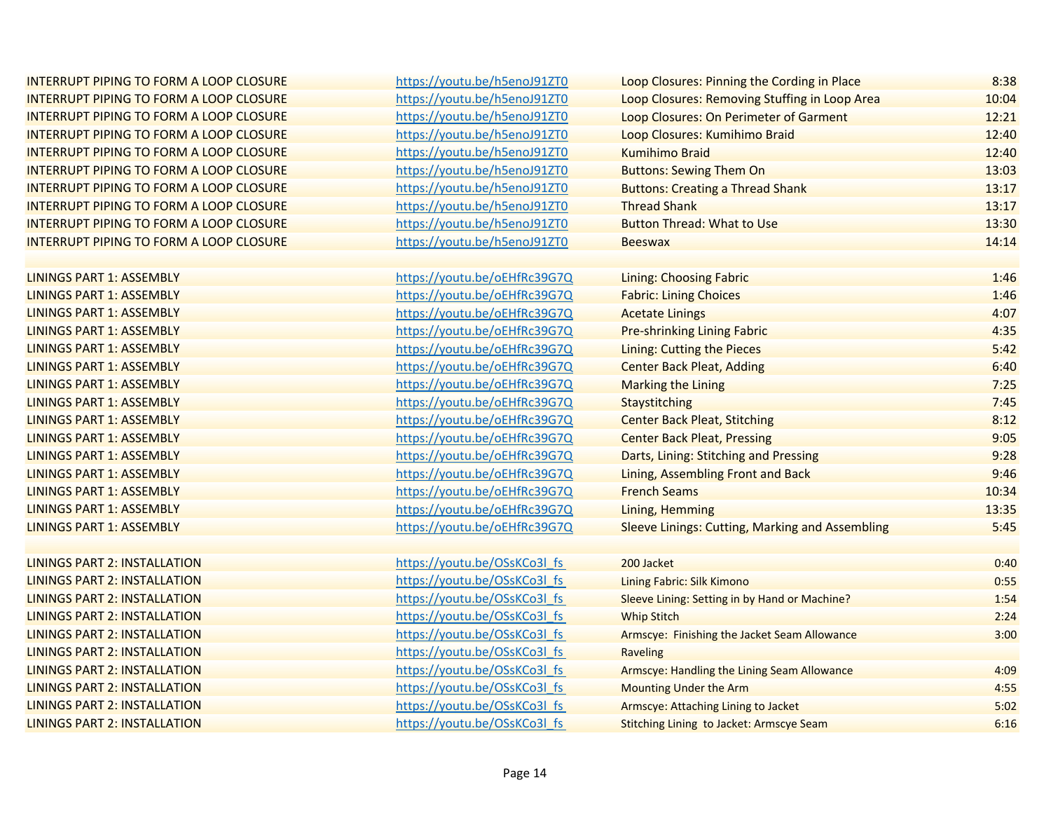| | | | |
|---|---|---|---|
| INTERRUPT PIPING TO FORM A LOOP CLOSURE | https://youtu.be/h5enoJ91ZT0 | Loop Closures: Pinning the Cording in Place | 8:38 |
| INTERRUPT PIPING TO FORM A LOOP CLOSURE | https://youtu.be/h5enoJ91ZT0 | Loop Closures: Removing Stuffing in Loop Area | 10:04 |
| INTERRUPT PIPING TO FORM A LOOP CLOSURE | https://youtu.be/h5enoJ91ZT0 | Loop Closures: On Perimeter of Garment | 12:21 |
| INTERRUPT PIPING TO FORM A LOOP CLOSURE | https://youtu.be/h5enoJ91ZT0 | Loop Closures: Kumihimo Braid | 12:40 |
| INTERRUPT PIPING TO FORM A LOOP CLOSURE | https://youtu.be/h5enoJ91ZT0 | Kumihimo Braid | 12:40 |
| INTERRUPT PIPING TO FORM A LOOP CLOSURE | https://youtu.be/h5enoJ91ZT0 | Buttons: Sewing Them On | 13:03 |
| INTERRUPT PIPING TO FORM A LOOP CLOSURE | https://youtu.be/h5enoJ91ZT0 | Buttons: Creating a Thread Shank | 13:17 |
| INTERRUPT PIPING TO FORM A LOOP CLOSURE | https://youtu.be/h5enoJ91ZT0 | Thread Shank | 13:17 |
| INTERRUPT PIPING TO FORM A LOOP CLOSURE | https://youtu.be/h5enoJ91ZT0 | Button Thread: What to Use | 13:30 |
| INTERRUPT PIPING TO FORM A LOOP CLOSURE | https://youtu.be/h5enoJ91ZT0 | Beeswax | 14:14 |
| | | | |
| LININGS PART 1: ASSEMBLY | https://youtu.be/oEHfRc39G7Q | Lining: Choosing Fabric | 1:46 |
| LININGS PART 1: ASSEMBLY | https://youtu.be/oEHfRc39G7Q | Fabric: Lining Choices | 1:46 |
| LININGS PART 1: ASSEMBLY | https://youtu.be/oEHfRc39G7Q | Acetate Linings | 4:07 |
| LININGS PART 1: ASSEMBLY | https://youtu.be/oEHfRc39G7Q | Pre-shrinking Lining Fabric | 4:35 |
| LININGS PART 1: ASSEMBLY | https://youtu.be/oEHfRc39G7Q | Lining: Cutting the Pieces | 5:42 |
| LININGS PART 1: ASSEMBLY | https://youtu.be/oEHfRc39G7Q | Center Back Pleat, Adding | 6:40 |
| LININGS PART 1: ASSEMBLY | https://youtu.be/oEHfRc39G7Q | Marking the Lining | 7:25 |
| LININGS PART 1: ASSEMBLY | https://youtu.be/oEHfRc39G7Q | Staystitching | 7:45 |
| LININGS PART 1: ASSEMBLY | https://youtu.be/oEHfRc39G7Q | Center Back Pleat, Stitching | 8:12 |
| LININGS PART 1: ASSEMBLY | https://youtu.be/oEHfRc39G7Q | Center Back Pleat, Pressing | 9:05 |
| LININGS PART 1: ASSEMBLY | https://youtu.be/oEHfRc39G7Q | Darts, Lining: Stitching and Pressing | 9:28 |
| LININGS PART 1: ASSEMBLY | https://youtu.be/oEHfRc39G7Q | Lining, Assembling Front and Back | 9:46 |
| LININGS PART 1: ASSEMBLY | https://youtu.be/oEHfRc39G7Q | French Seams | 10:34 |
| LININGS PART 1: ASSEMBLY | https://youtu.be/oEHfRc39G7Q | Lining, Hemming | 13:35 |
| LININGS PART 1: ASSEMBLY | https://youtu.be/oEHfRc39G7Q | Sleeve Linings: Cutting, Marking and Assembling | 5:45 |
| | | | |
| LININGS PART 2: INSTALLATION | https://youtu.be/OSsKCo3l_fs | 200 Jacket | 0:40 |
| LININGS PART 2: INSTALLATION | https://youtu.be/OSsKCo3l_fs | Lining Fabric: Silk Kimono | 0:55 |
| LININGS PART 2: INSTALLATION | https://youtu.be/OSsKCo3l_fs | Sleeve Lining: Setting in by Hand or Machine? | 1:54 |
| LININGS PART 2: INSTALLATION | https://youtu.be/OSsKCo3l_fs | Whip Stitch | 2:24 |
| LININGS PART 2: INSTALLATION | https://youtu.be/OSsKCo3l_fs | Armscye: Finishing the Jacket Seam Allowance | 3:00 |
| LININGS PART 2: INSTALLATION | https://youtu.be/OSsKCo3l_fs | Raveling | |
| LININGS PART 2: INSTALLATION | https://youtu.be/OSsKCo3l_fs | Armscye: Handling the Lining Seam Allowance | 4:09 |
| LININGS PART 2: INSTALLATION | https://youtu.be/OSsKCo3l_fs | Mounting Under the Arm | 4:55 |
| LININGS PART 2: INSTALLATION | https://youtu.be/OSsKCo3l_fs | Armscye: Attaching Lining to Jacket | 5:02 |
| LININGS PART 2: INSTALLATION | https://youtu.be/OSsKCo3l_fs | Stitching Lining to Jacket: Armscye Seam | 6:16 |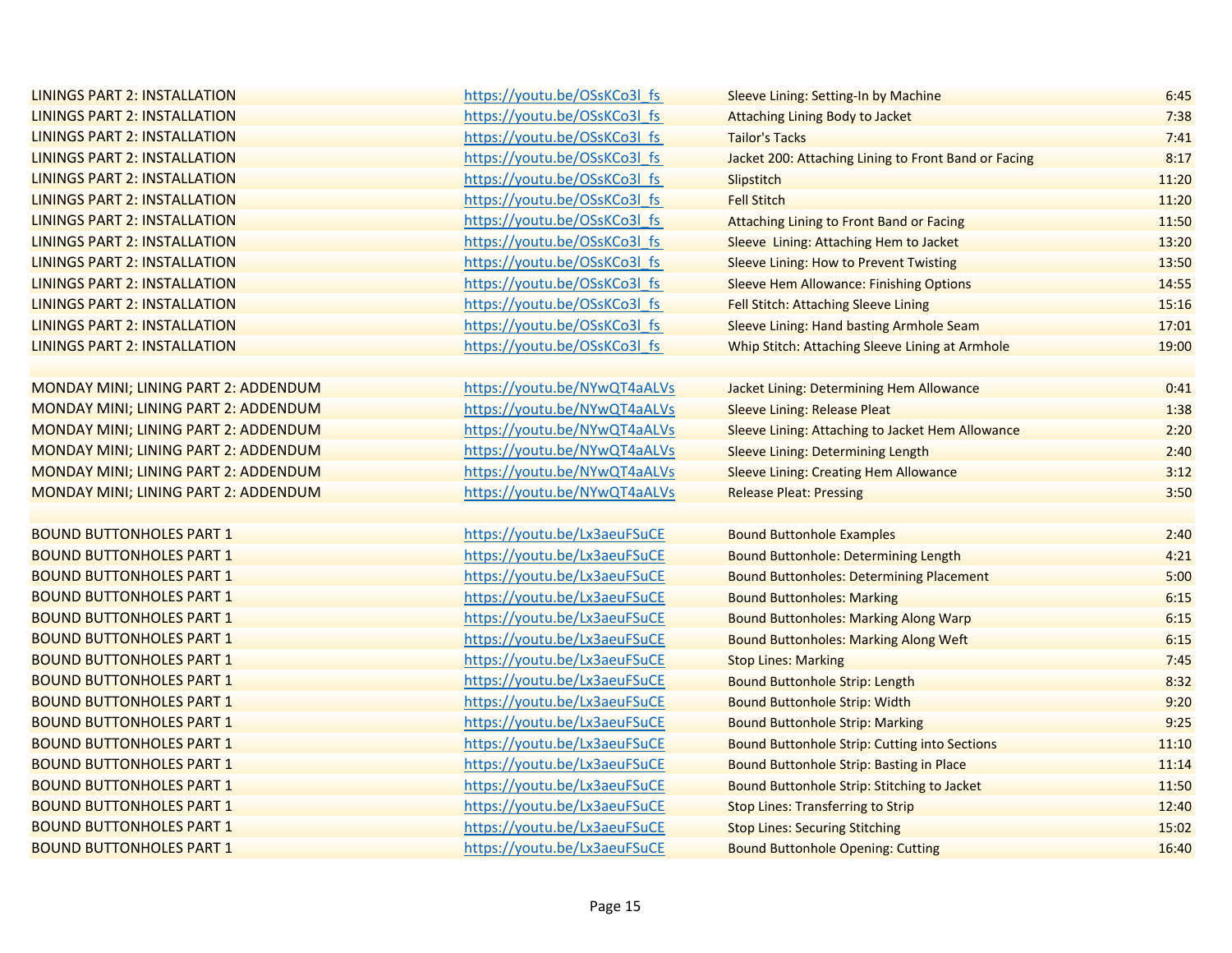| | | | |
|---|---|---|---|
| LININGS PART 2: INSTALLATION | https://youtu.be/OSsKCo3l_fs | Sleeve Lining: Setting-In by Machine | 6:45 |
| LININGS PART 2: INSTALLATION | https://youtu.be/OSsKCo3l_fs | Attaching Lining Body to Jacket | 7:38 |
| LININGS PART 2: INSTALLATION | https://youtu.be/OSsKCo3l_fs | Tailor's Tacks | 7:41 |
| LININGS PART 2: INSTALLATION | https://youtu.be/OSsKCo3l_fs | Jacket 200: Attaching Lining to Front Band or Facing | 8:17 |
| LININGS PART 2: INSTALLATION | https://youtu.be/OSsKCo3l_fs | Slipstitch | 11:20 |
| LININGS PART 2: INSTALLATION | https://youtu.be/OSsKCo3l_fs | Fell Stitch | 11:20 |
| LININGS PART 2: INSTALLATION | https://youtu.be/OSsKCo3l_fs | Attaching Lining to Front Band or Facing | 11:50 |
| LININGS PART 2: INSTALLATION | https://youtu.be/OSsKCo3l_fs | Sleeve Lining: Attaching Hem to Jacket | 13:20 |
| LININGS PART 2: INSTALLATION | https://youtu.be/OSsKCo3l_fs | Sleeve Lining: How to Prevent Twisting | 13:50 |
| LININGS PART 2: INSTALLATION | https://youtu.be/OSsKCo3l_fs | Sleeve Hem Allowance: Finishing Options | 14:55 |
| LININGS PART 2: INSTALLATION | https://youtu.be/OSsKCo3l_fs | Fell Stitch: Attaching Sleeve Lining | 15:16 |
| LININGS PART 2: INSTALLATION | https://youtu.be/OSsKCo3l_fs | Sleeve Lining: Hand basting Armhole Seam | 17:01 |
| LININGS PART 2: INSTALLATION | https://youtu.be/OSsKCo3l_fs | Whip Stitch: Attaching Sleeve Lining at Armhole | 19:00 |
| | | | |
| MONDAY MINI; LINING PART 2: ADDENDUM | https://youtu.be/NYwQT4aALVs | Jacket Lining: Determining Hem Allowance | 0:41 |
| MONDAY MINI; LINING PART 2: ADDENDUM | https://youtu.be/NYwQT4aALVs | Sleeve Lining: Release Pleat | 1:38 |
| MONDAY MINI; LINING PART 2: ADDENDUM | https://youtu.be/NYwQT4aALVs | Sleeve Lining: Attaching to Jacket Hem Allowance | 2:20 |
| MONDAY MINI; LINING PART 2: ADDENDUM | https://youtu.be/NYwQT4aALVs | Sleeve Lining: Determining Length | 2:40 |
| MONDAY MINI; LINING PART 2: ADDENDUM | https://youtu.be/NYwQT4aALVs | Sleeve Lining: Creating Hem Allowance | 3:12 |
| MONDAY MINI; LINING PART 2: ADDENDUM | https://youtu.be/NYwQT4aALVs | Release Pleat: Pressing | 3:50 |
| | | | |
| BOUND BUTTONHOLES PART 1 | https://youtu.be/Lx3aeuFSuCE | Bound Buttonhole Examples | 2:40 |
| BOUND BUTTONHOLES PART 1 | https://youtu.be/Lx3aeuFSuCE | Bound Buttonhole: Determining Length | 4:21 |
| BOUND BUTTONHOLES PART 1 | https://youtu.be/Lx3aeuFSuCE | Bound Buttonholes: Determining Placement | 5:00 |
| BOUND BUTTONHOLES PART 1 | https://youtu.be/Lx3aeuFSuCE | Bound Buttonholes: Marking | 6:15 |
| BOUND BUTTONHOLES PART 1 | https://youtu.be/Lx3aeuFSuCE | Bound Buttonholes: Marking Along Warp | 6:15 |
| BOUND BUTTONHOLES PART 1 | https://youtu.be/Lx3aeuFSuCE | Bound Buttonholes: Marking Along Weft | 6:15 |
| BOUND BUTTONHOLES PART 1 | https://youtu.be/Lx3aeuFSuCE | Stop Lines: Marking | 7:45 |
| BOUND BUTTONHOLES PART 1 | https://youtu.be/Lx3aeuFSuCE | Bound Buttonhole Strip: Length | 8:32 |
| BOUND BUTTONHOLES PART 1 | https://youtu.be/Lx3aeuFSuCE | Bound Buttonhole Strip: Width | 9:20 |
| BOUND BUTTONHOLES PART 1 | https://youtu.be/Lx3aeuFSuCE | Bound Buttonhole Strip: Marking | 9:25 |
| BOUND BUTTONHOLES PART 1 | https://youtu.be/Lx3aeuFSuCE | Bound Buttonhole Strip: Cutting into Sections | 11:10 |
| BOUND BUTTONHOLES PART 1 | https://youtu.be/Lx3aeuFSuCE | Bound Buttonhole Strip: Basting in Place | 11:14 |
| BOUND BUTTONHOLES PART 1 | https://youtu.be/Lx3aeuFSuCE | Bound Buttonhole Strip: Stitching to Jacket | 11:50 |
| BOUND BUTTONHOLES PART 1 | https://youtu.be/Lx3aeuFSuCE | Stop Lines: Transferring to Strip | 12:40 |
| BOUND BUTTONHOLES PART 1 | https://youtu.be/Lx3aeuFSuCE | Stop Lines: Securing Stitching | 15:02 |
| BOUND BUTTONHOLES PART 1 | https://youtu.be/Lx3aeuFSuCE | Bound Buttonhole Opening: Cutting | 16:40 |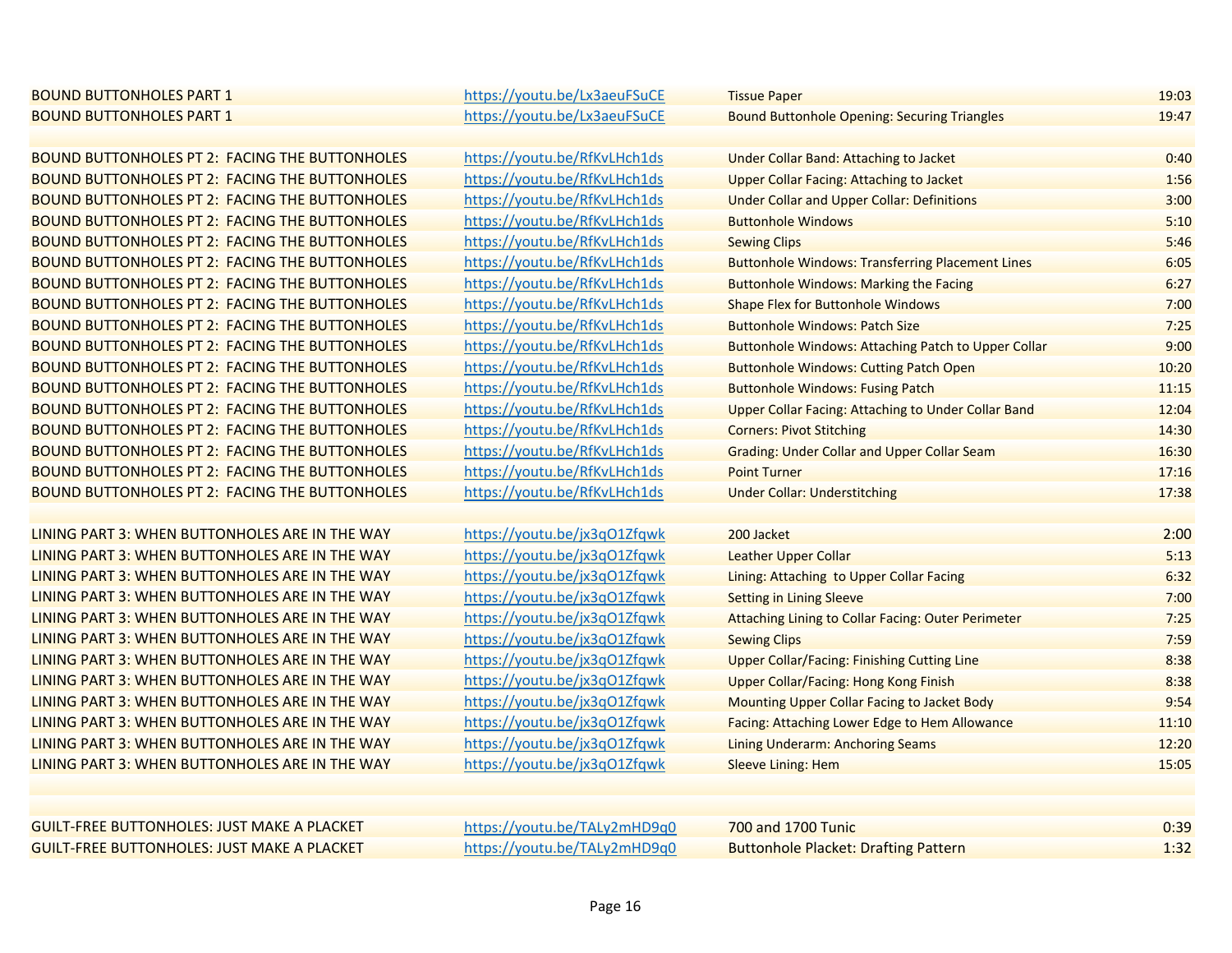| | | | |
|---|---|---|---|
| BOUND BUTTONHOLES PART 1 | https://youtu.be/Lx3aeuFSuCE | Tissue Paper | 19:03 |
| BOUND BUTTONHOLES PART 1 | https://youtu.be/Lx3aeuFSuCE | Bound Buttonhole Opening: Securing Triangles | 19:47 |
| | | | |
| BOUND BUTTONHOLES PT 2: FACING THE BUTTONHOLES | https://youtu.be/RfKvLHch1ds | Under Collar Band: Attaching to Jacket | 0:40 |
| BOUND BUTTONHOLES PT 2: FACING THE BUTTONHOLES | https://youtu.be/RfKvLHch1ds | Upper Collar Facing: Attaching to Jacket | 1:56 |
| BOUND BUTTONHOLES PT 2: FACING THE BUTTONHOLES | https://youtu.be/RfKvLHch1ds | Under Collar and Upper Collar: Definitions | 3:00 |
| BOUND BUTTONHOLES PT 2: FACING THE BUTTONHOLES | https://youtu.be/RfKvLHch1ds | Buttonhole Windows | 5:10 |
| BOUND BUTTONHOLES PT 2: FACING THE BUTTONHOLES | https://youtu.be/RfKvLHch1ds | Sewing Clips | 5:46 |
| BOUND BUTTONHOLES PT 2: FACING THE BUTTONHOLES | https://youtu.be/RfKvLHch1ds | Buttonhole Windows: Transferring Placement Lines | 6:05 |
| BOUND BUTTONHOLES PT 2: FACING THE BUTTONHOLES | https://youtu.be/RfKvLHch1ds | Buttonhole Windows: Marking the Facing | 6:27 |
| BOUND BUTTONHOLES PT 2: FACING THE BUTTONHOLES | https://youtu.be/RfKvLHch1ds | Shape Flex for Buttonhole Windows | 7:00 |
| BOUND BUTTONHOLES PT 2: FACING THE BUTTONHOLES | https://youtu.be/RfKvLHch1ds | Buttonhole Windows: Patch Size | 7:25 |
| BOUND BUTTONHOLES PT 2: FACING THE BUTTONHOLES | https://youtu.be/RfKvLHch1ds | Buttonhole Windows: Attaching Patch to Upper Collar | 9:00 |
| BOUND BUTTONHOLES PT 2: FACING THE BUTTONHOLES | https://youtu.be/RfKvLHch1ds | Buttonhole Windows: Cutting Patch Open | 10:20 |
| BOUND BUTTONHOLES PT 2: FACING THE BUTTONHOLES | https://youtu.be/RfKvLHch1ds | Buttonhole Windows: Fusing Patch | 11:15 |
| BOUND BUTTONHOLES PT 2: FACING THE BUTTONHOLES | https://youtu.be/RfKvLHch1ds | Upper Collar Facing: Attaching to Under Collar Band | 12:04 |
| BOUND BUTTONHOLES PT 2: FACING THE BUTTONHOLES | https://youtu.be/RfKvLHch1ds | Corners: Pivot Stitching | 14:30 |
| BOUND BUTTONHOLES PT 2: FACING THE BUTTONHOLES | https://youtu.be/RfKvLHch1ds | Grading: Under Collar and Upper Collar Seam | 16:30 |
| BOUND BUTTONHOLES PT 2: FACING THE BUTTONHOLES | https://youtu.be/RfKvLHch1ds | Point Turner | 17:16 |
| BOUND BUTTONHOLES PT 2: FACING THE BUTTONHOLES | https://youtu.be/RfKvLHch1ds | Under Collar: Understitching | 17:38 |
| | | | |
| LINING PART 3: WHEN BUTTONHOLES ARE IN THE WAY | https://youtu.be/jx3qO1Zfqwk | 200 Jacket | 2:00 |
| LINING PART 3: WHEN BUTTONHOLES ARE IN THE WAY | https://youtu.be/jx3qO1Zfqwk | Leather Upper Collar | 5:13 |
| LINING PART 3: WHEN BUTTONHOLES ARE IN THE WAY | https://youtu.be/jx3qO1Zfqwk | Lining: Attaching to Upper Collar Facing | 6:32 |
| LINING PART 3: WHEN BUTTONHOLES ARE IN THE WAY | https://youtu.be/jx3qO1Zfqwk | Setting in Lining Sleeve | 7:00 |
| LINING PART 3: WHEN BUTTONHOLES ARE IN THE WAY | https://youtu.be/jx3qO1Zfqwk | Attaching Lining to Collar Facing: Outer Perimeter | 7:25 |
| LINING PART 3: WHEN BUTTONHOLES ARE IN THE WAY | https://youtu.be/jx3qO1Zfqwk | Sewing Clips | 7:59 |
| LINING PART 3: WHEN BUTTONHOLES ARE IN THE WAY | https://youtu.be/jx3qO1Zfqwk | Upper Collar/Facing: Finishing Cutting Line | 8:38 |
| LINING PART 3: WHEN BUTTONHOLES ARE IN THE WAY | https://youtu.be/jx3qO1Zfqwk | Upper Collar/Facing: Hong Kong Finish | 8:38 |
| LINING PART 3: WHEN BUTTONHOLES ARE IN THE WAY | https://youtu.be/jx3qO1Zfqwk | Mounting Upper Collar Facing to Jacket Body | 9:54 |
| LINING PART 3: WHEN BUTTONHOLES ARE IN THE WAY | https://youtu.be/jx3qO1Zfqwk | Facing: Attaching Lower Edge to Hem Allowance | 11:10 |
| LINING PART 3: WHEN BUTTONHOLES ARE IN THE WAY | https://youtu.be/jx3qO1Zfqwk | Lining Underarm: Anchoring Seams | 12:20 |
| LINING PART 3: WHEN BUTTONHOLES ARE IN THE WAY | https://youtu.be/jx3qO1Zfqwk | Sleeve Lining: Hem | 15:05 |
| | | | |
| GUILT-FREE BUTTONHOLES: JUST MAKE A PLACKET | https://youtu.be/TALy2mHD9q0 | 700 and 1700 Tunic | 0:39 |
| GUILT-FREE BUTTONHOLES: JUST MAKE A PLACKET | https://youtu.be/TALy2mHD9q0 | Buttonhole Placket: Drafting Pattern | 1:32 |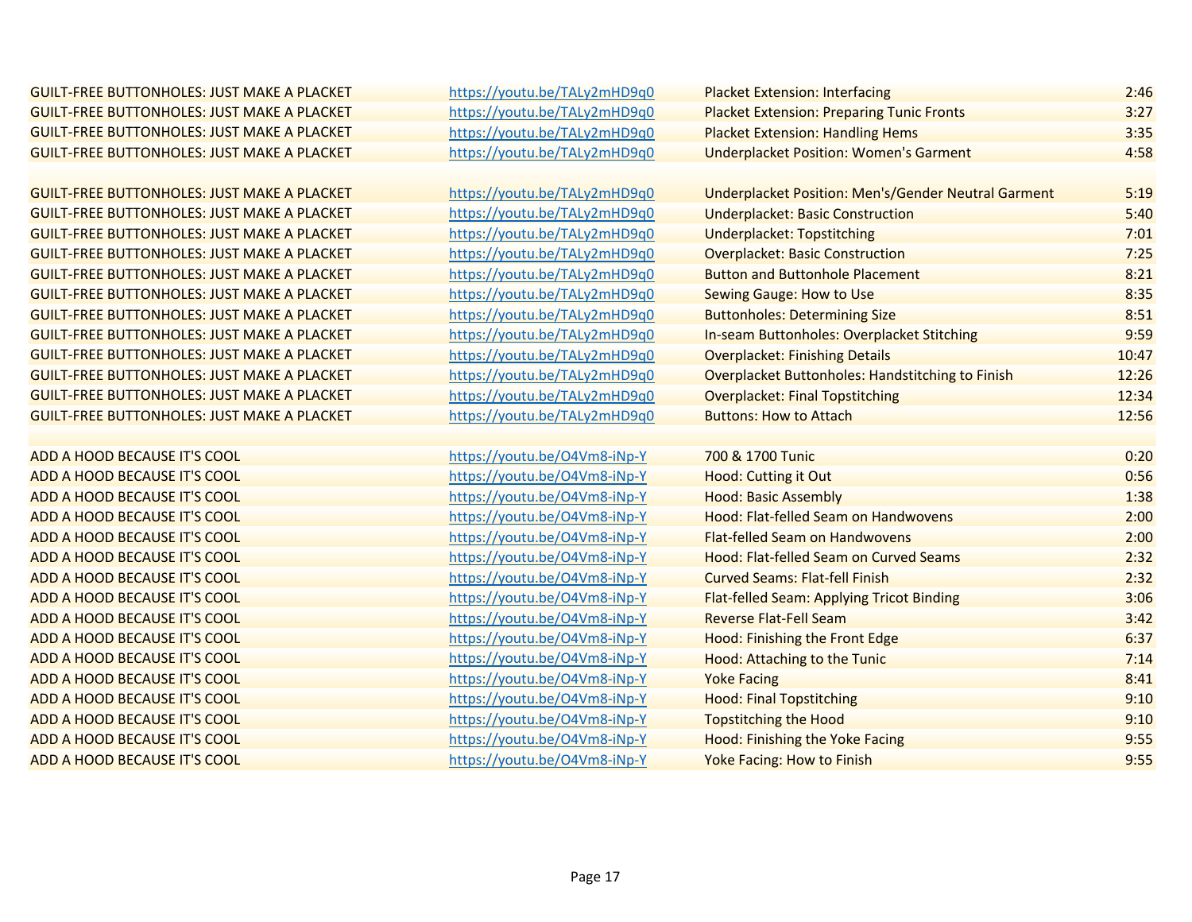| | | | |
|---|---|---|---|
| GUILT-FREE BUTTONHOLES: JUST MAKE A PLACKET | https://youtu.be/TALy2mHD9q0 | Placket Extension: Interfacing | 2:46 |
| GUILT-FREE BUTTONHOLES: JUST MAKE A PLACKET | https://youtu.be/TALy2mHD9q0 | Placket Extension: Preparing Tunic Fronts | 3:27 |
| GUILT-FREE BUTTONHOLES: JUST MAKE A PLACKET | https://youtu.be/TALy2mHD9q0 | Placket Extension: Handling Hems | 3:35 |
| GUILT-FREE BUTTONHOLES: JUST MAKE A PLACKET | https://youtu.be/TALy2mHD9q0 | Underplacket Position: Women's Garment | 4:58 |
| | | | |
| GUILT-FREE BUTTONHOLES: JUST MAKE A PLACKET | https://youtu.be/TALy2mHD9q0 | Underplacket Position: Men's/Gender Neutral Garment | 5:19 |
| GUILT-FREE BUTTONHOLES: JUST MAKE A PLACKET | https://youtu.be/TALy2mHD9q0 | Underplacket: Basic Construction | 5:40 |
| GUILT-FREE BUTTONHOLES: JUST MAKE A PLACKET | https://youtu.be/TALy2mHD9q0 | Underplacket: Topstitching | 7:01 |
| GUILT-FREE BUTTONHOLES: JUST MAKE A PLACKET | https://youtu.be/TALy2mHD9q0 | Overplacket: Basic Construction | 7:25 |
| GUILT-FREE BUTTONHOLES: JUST MAKE A PLACKET | https://youtu.be/TALy2mHD9q0 | Button and Buttonhole Placement | 8:21 |
| GUILT-FREE BUTTONHOLES: JUST MAKE A PLACKET | https://youtu.be/TALy2mHD9q0 | Sewing Gauge: How to Use | 8:35 |
| GUILT-FREE BUTTONHOLES: JUST MAKE A PLACKET | https://youtu.be/TALy2mHD9q0 | Buttonholes: Determining Size | 8:51 |
| GUILT-FREE BUTTONHOLES: JUST MAKE A PLACKET | https://youtu.be/TALy2mHD9q0 | In-seam Buttonholes: Overplacket Stitching | 9:59 |
| GUILT-FREE BUTTONHOLES: JUST MAKE A PLACKET | https://youtu.be/TALy2mHD9q0 | Overplacket: Finishing Details | 10:47 |
| GUILT-FREE BUTTONHOLES: JUST MAKE A PLACKET | https://youtu.be/TALy2mHD9q0 | Overplacket Buttonholes: Handstitching to Finish | 12:26 |
| GUILT-FREE BUTTONHOLES: JUST MAKE A PLACKET | https://youtu.be/TALy2mHD9q0 | Overplacket: Final Topstitching | 12:34 |
| GUILT-FREE BUTTONHOLES: JUST MAKE A PLACKET | https://youtu.be/TALy2mHD9q0 | Buttons: How to Attach | 12:56 |
| | | | |
| ADD A HOOD BECAUSE IT'S COOL | https://youtu.be/O4Vm8-iNp-Y | 700 & 1700 Tunic | 0:20 |
| ADD A HOOD BECAUSE IT'S COOL | https://youtu.be/O4Vm8-iNp-Y | Hood: Cutting it Out | 0:56 |
| ADD A HOOD BECAUSE IT'S COOL | https://youtu.be/O4Vm8-iNp-Y | Hood: Basic Assembly | 1:38 |
| ADD A HOOD BECAUSE IT'S COOL | https://youtu.be/O4Vm8-iNp-Y | Hood: Flat-felled Seam on Handwovens | 2:00 |
| ADD A HOOD BECAUSE IT'S COOL | https://youtu.be/O4Vm8-iNp-Y | Flat-felled Seam on Handwovens | 2:00 |
| ADD A HOOD BECAUSE IT'S COOL | https://youtu.be/O4Vm8-iNp-Y | Hood: Flat-felled Seam on Curved Seams | 2:32 |
| ADD A HOOD BECAUSE IT'S COOL | https://youtu.be/O4Vm8-iNp-Y | Curved Seams: Flat-fell Finish | 2:32 |
| ADD A HOOD BECAUSE IT'S COOL | https://youtu.be/O4Vm8-iNp-Y | Flat-felled Seam: Applying Tricot Binding | 3:06 |
| ADD A HOOD BECAUSE IT'S COOL | https://youtu.be/O4Vm8-iNp-Y | Reverse Flat-Fell Seam | 3:42 |
| ADD A HOOD BECAUSE IT'S COOL | https://youtu.be/O4Vm8-iNp-Y | Hood: Finishing the Front Edge | 6:37 |
| ADD A HOOD BECAUSE IT'S COOL | https://youtu.be/O4Vm8-iNp-Y | Hood: Attaching to the Tunic | 7:14 |
| ADD A HOOD BECAUSE IT'S COOL | https://youtu.be/O4Vm8-iNp-Y | Yoke Facing | 8:41 |
| ADD A HOOD BECAUSE IT'S COOL | https://youtu.be/O4Vm8-iNp-Y | Hood: Final Topstitching | 9:10 |
| ADD A HOOD BECAUSE IT'S COOL | https://youtu.be/O4Vm8-iNp-Y | Topstitching the Hood | 9:10 |
| ADD A HOOD BECAUSE IT'S COOL | https://youtu.be/O4Vm8-iNp-Y | Hood: Finishing the Yoke Facing | 9:55 |
| ADD A HOOD BECAUSE IT'S COOL | https://youtu.be/O4Vm8-iNp-Y | Yoke Facing: How to Finish | 9:55 |